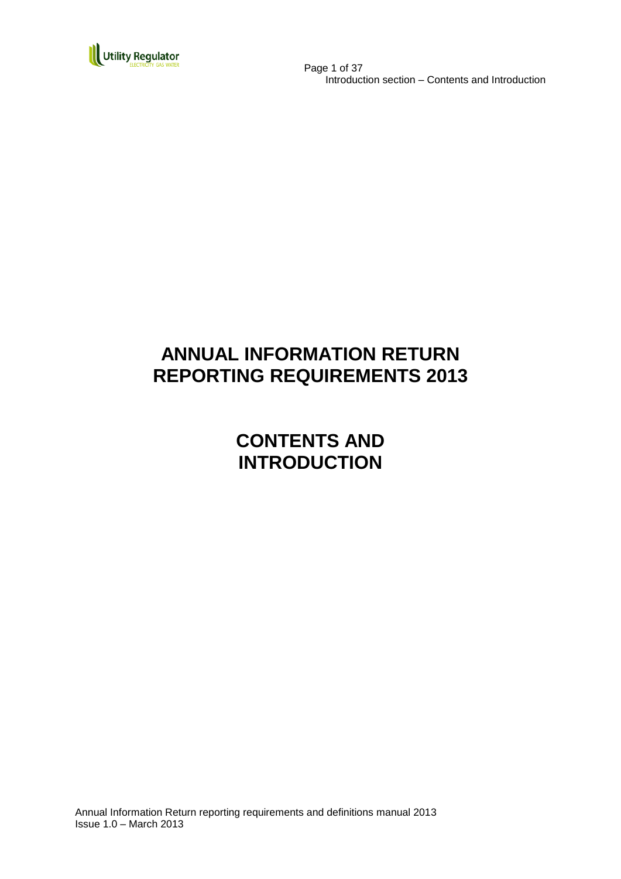# ANNUAL INFORMATION RETURN REPORTING REQUIREMENTS 2013

## CONTENTS AND INTRODUCTION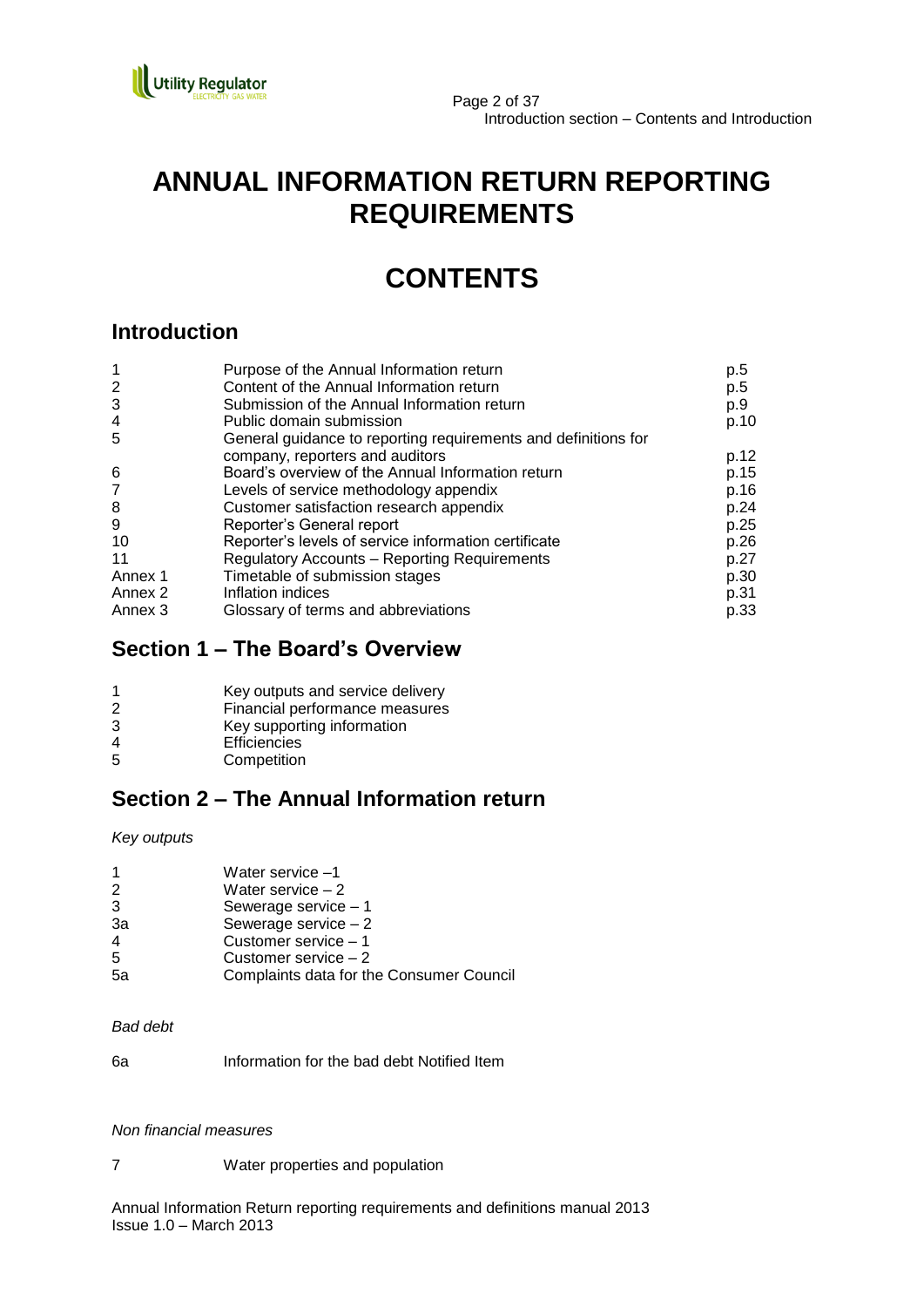# ANNUAL INFORMATION RETURN REPORTING REQUIREMENTS

# CONTENTS

## Introduction

| | | |
|---|---|---|
| 1 | Purpose of the Annual Information return | p.5 |
| 2 | Content of the Annual Information return | p.5 |
| 3 | Submission of the Annual Information return | p.9 |
| 4 | Public domain submission | p.10 |
| 5 | General guidance to reporting requirements and definitions for company, reporters and auditors | p.12 |
| 6 | Board's overview of the Annual Information return | p.15 |
| 7 | Levels of service methodology appendix | p.16 |
| 8 | Customer satisfaction research appendix | p.24 |
| 9 | Reporter's General report | p.25 |
| 10 | Reporter's levels of service information certificate | p.26 |
| 11 | Regulatory Accounts – Reporting Requirements | p.27 |
| Annex 1 | Timetable of submission stages | p.30 |
| Annex 2 | Inflation indices | p.31 |
| Annex 3 | Glossary of terms and abbreviations | p.33 |

## Section 1 – The Board's Overview

| | |
|---|---|
| 1 | Key outputs and service delivery |
| 2 | Financial performance measures |
| 3 | Key supporting information |
| 4 | Efficiencies |
| 5 | Competition |

## Section 2 – The Annual Information return

*Key outputs*

| | |
|---|---|
| 1 | Water service –1 |
| 2 | Water service – 2 |
| 3 | Sewerage service – 1 |
| 3a | Sewerage service – 2 |
| 4 | Customer service – 1 |
| 5 | Customer service – 2 |
| 5a | Complaints data for the Consumer Council |

*Bad debt*

| | |
|---|---|
| 6a | Information for the bad debt Notified Item |

*Non financial measures*

| | |
|---|---|
| 7 | Water properties and population |

Annual Information Return reporting requirements and definitions manual 2013
Issue 1.0 – March 2013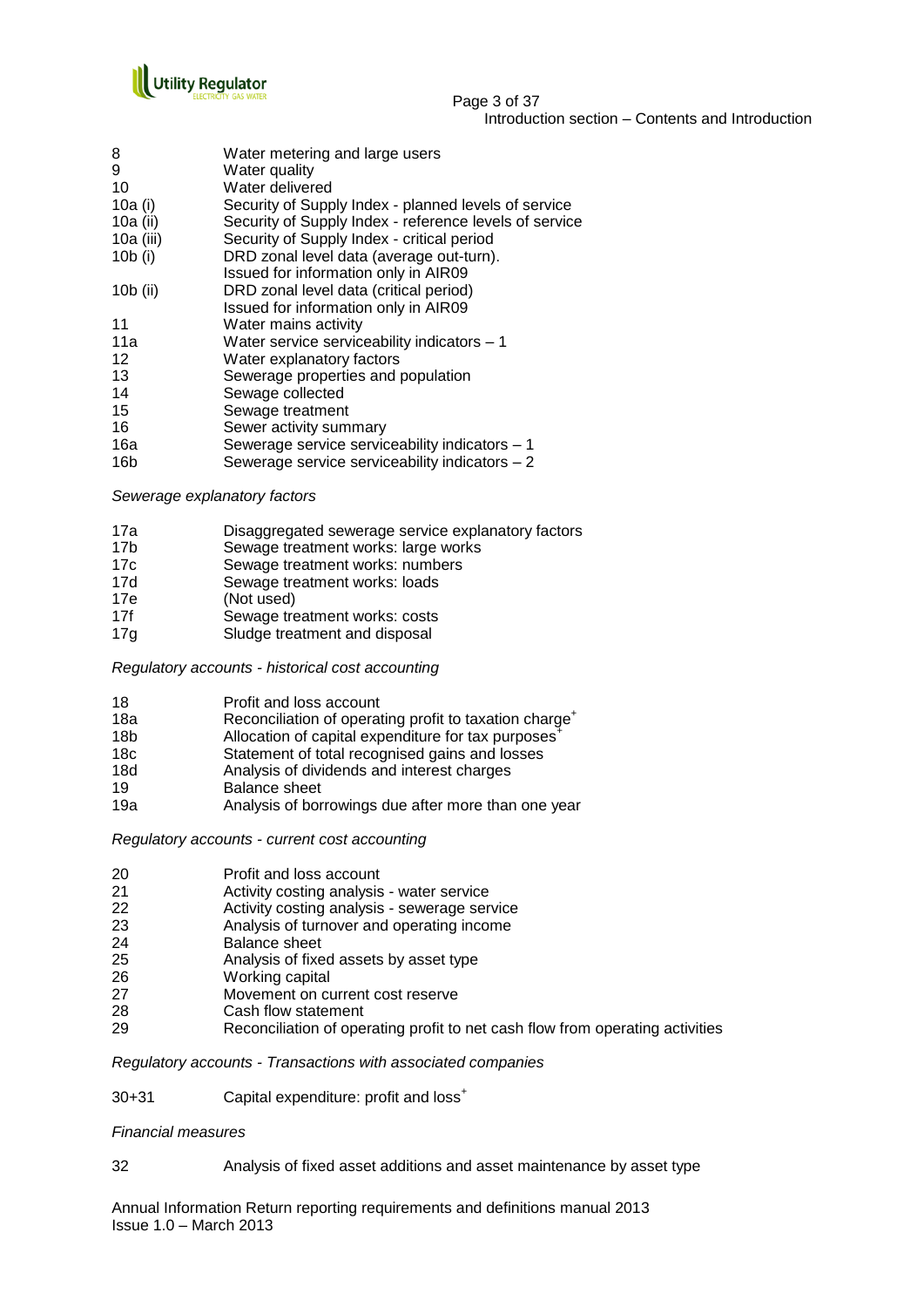| | |
|---|---|
| 8 | Water metering and large users |
| 9 | Water quality |
| 10 | Water delivered |
| 10a (i) | Security of Supply Index - planned levels of service |
| 10a (ii) | Security of Supply Index - reference levels of service |
| 10a (iii) | Security of Supply Index - critical period |
| 10b (i) | DRD zonal level data (average out-turn). Issued for information only in AIR09 |
| 10b (ii) | DRD zonal level data (critical period) Issued for information only in AIR09 |
| 11 | Water mains activity |
| 11a | Water service serviceability indicators – 1 |
| 12 | Water explanatory factors |
| 13 | Sewerage properties and population |
| 14 | Sewage collected |
| 15 | Sewage treatment |
| 16 | Sewer activity summary |
| 16a | Sewerage service serviceability indicators – 1 |
| 16b | Sewerage service serviceability indicators – 2 |

*Sewerage explanatory factors*

| | |
|---|---|
| 17a | Disaggregated sewerage service explanatory factors |
| 17b | Sewage treatment works: large works |
| 17c | Sewage treatment works: numbers |
| 17d | Sewage treatment works: loads |
| 17e | (Not used) |
| 17f | Sewage treatment works: costs |
| 17g | Sludge treatment and disposal |

*Regulatory accounts - historical cost accounting*

| | |
|---|---|
| 18 | Profit and loss account |
| 18a | Reconciliation of operating profit to taxation charge[+] |
| 18b | Allocation of capital expenditure for tax purposes[+] |
| 18c | Statement of total recognised gains and losses |
| 18d | Analysis of dividends and interest charges |
| 19 | Balance sheet |
| 19a | Analysis of borrowings due after more than one year |

*Regulatory accounts - current cost accounting*

| | |
|---|---|
| 20 | Profit and loss account |
| 21 | Activity costing analysis - water service |
| 22 | Activity costing analysis - sewerage service |
| 23 | Analysis of turnover and operating income |
| 24 | Balance sheet |
| 25 | Analysis of fixed assets by asset type |
| 26 | Working capital |
| 27 | Movement on current cost reserve |
| 28 | Cash flow statement |
| 29 | Reconciliation of operating profit to net cash flow from operating activities |

*Regulatory accounts - Transactions with associated companies*

| | |
|---|---|
| 30+31 | Capital expenditure: profit and loss[+] |

*Financial measures*

| | |
|---|---|
| 32 | Analysis of fixed asset additions and asset maintenance by asset type |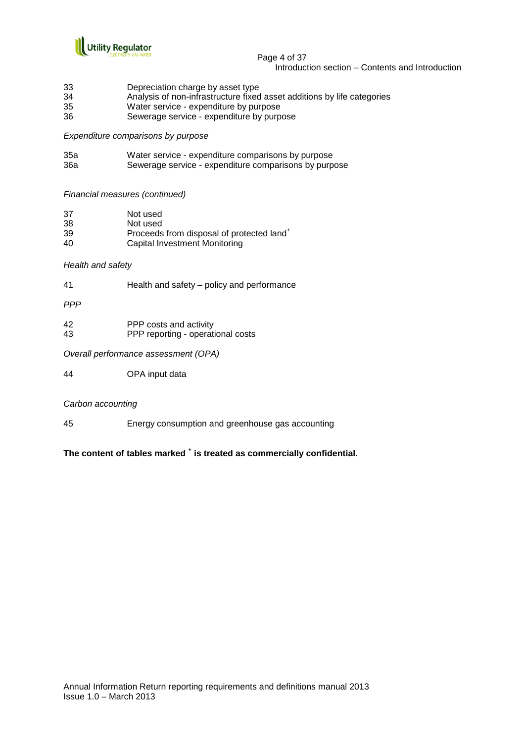| | |
|---|---|
| 33 | Depreciation charge by asset type |
| 34 | Analysis of non-infrastructure fixed asset additions by life categories |
| 35 | Water service - expenditure by purpose |
| 36 | Sewerage service - expenditure by purpose |

*Expenditure comparisons by purpose*

| | |
|---|---|
| 35a | Water service - expenditure comparisons by purpose |
| 36a | Sewerage service - expenditure comparisons by purpose |

*Financial measures (continued)*

| | |
|---|---|
| 37 | Not used |
| 38 | Not used |
| 39 | Proceeds from disposal of protected land+ |
| 40 | Capital Investment Monitoring |

*Health and safety*

| | |
|---|---|
| 41 | Health and safety – policy and performance |

*PPP*

| | |
|---|---|
| 42 | PPP costs and activity |
| 43 | PPP reporting - operational costs |

*Overall performance assessment (OPA)*

| | |
|---|---|
| 44 | OPA input data |

*Carbon accounting*

| | |
|---|---|
| 45 | Energy consumption and greenhouse gas accounting |

**The content of tables marked + is treated as commercially confidential.**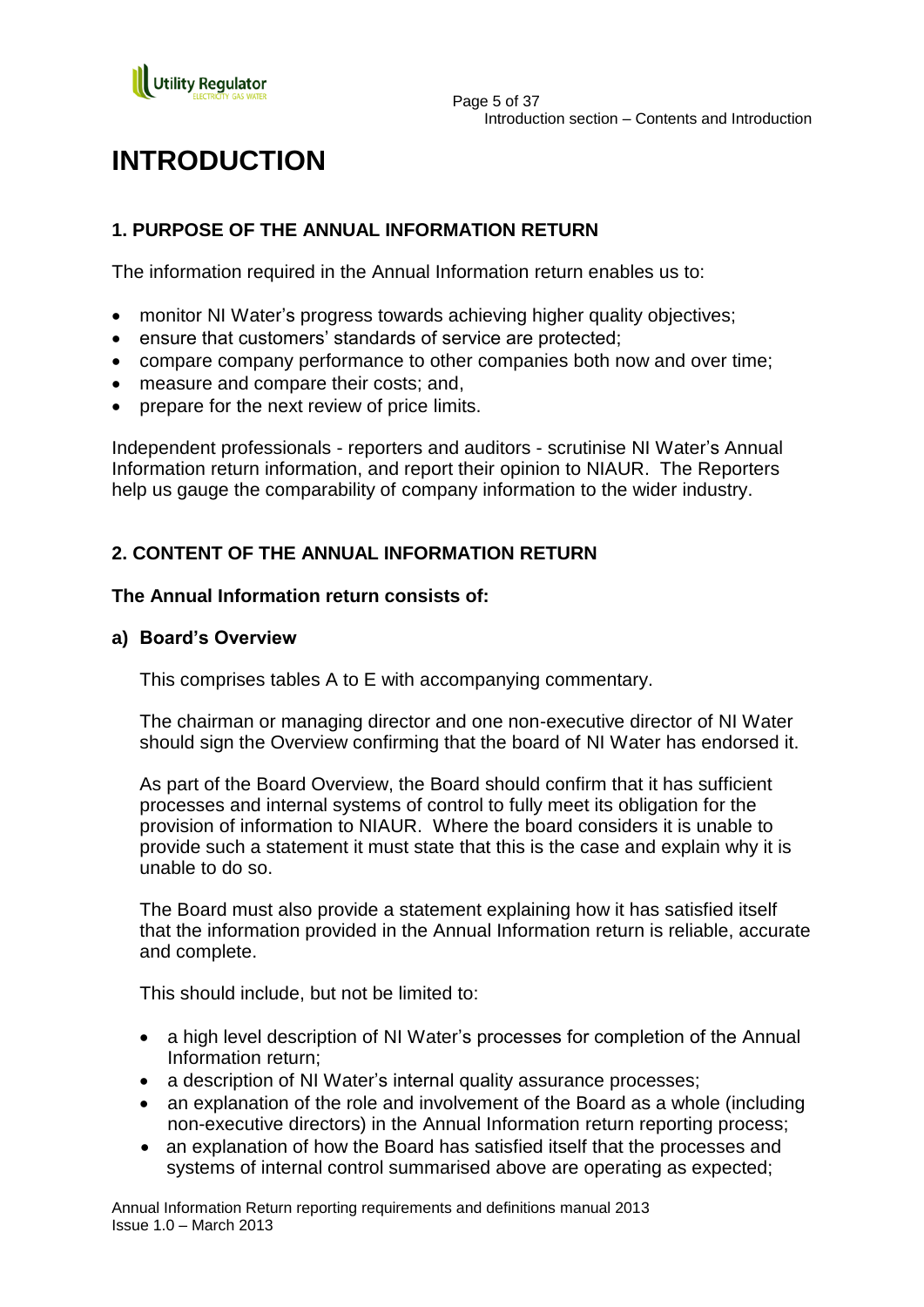# INTRODUCTION

## 1. PURPOSE OF THE ANNUAL INFORMATION RETURN

The information required in the Annual Information return enables us to:

- monitor NI Water's progress towards achieving higher quality objectives;
- ensure that customers' standards of service are protected;
- compare company performance to other companies both now and over time;
- measure and compare their costs; and,
- prepare for the next review of price limits.

Independent professionals - reporters and auditors - scrutinise NI Water's Annual Information return information, and report their opinion to NIAUR. The Reporters help us gauge the comparability of company information to the wider industry.

## 2. CONTENT OF THE ANNUAL INFORMATION RETURN

**The Annual Information return consists of:**

### a) Board's Overview

This comprises tables A to E with accompanying commentary.

The chairman or managing director and one non-executive director of NI Water should sign the Overview confirming that the board of NI Water has endorsed it.

As part of the Board Overview, the Board should confirm that it has sufficient processes and internal systems of control to fully meet its obligation for the provision of information to NIAUR. Where the board considers it is unable to provide such a statement it must state that this is the case and explain why it is unable to do so.

The Board must also provide a statement explaining how it has satisfied itself that the information provided in the Annual Information return is reliable, accurate and complete.

This should include, but not be limited to:

- a high level description of NI Water's processes for completion of the Annual Information return;
- a description of NI Water's internal quality assurance processes;
- an explanation of the role and involvement of the Board as a whole (including non-executive directors) in the Annual Information return reporting process;
- an explanation of how the Board has satisfied itself that the processes and systems of internal control summarised above are operating as expected;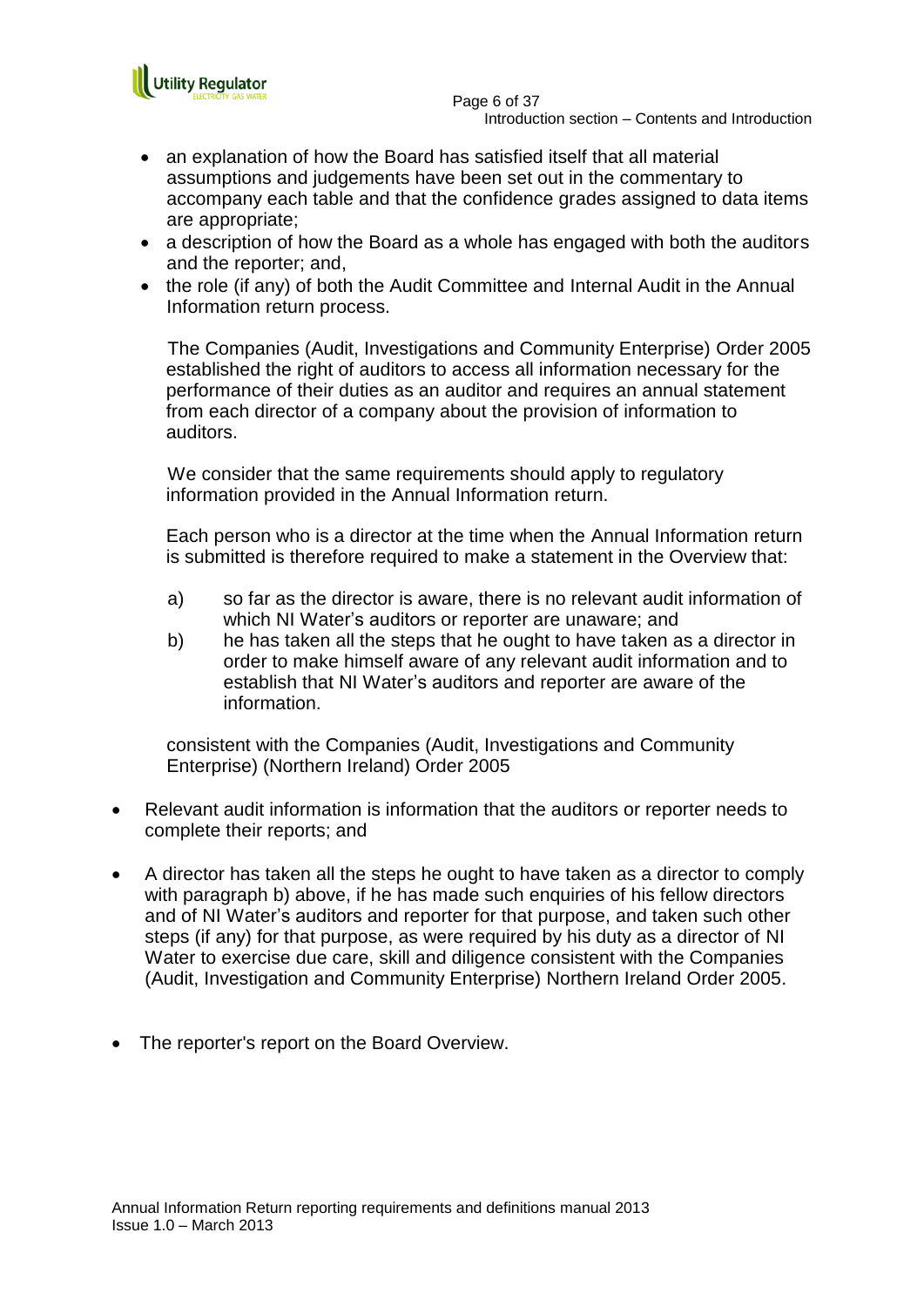- an explanation of how the Board has satisfied itself that all material assumptions and judgements have been set out in the commentary to accompany each table and that the confidence grades assigned to data items are appropriate;
- a description of how the Board as a whole has engaged with both the auditors and the reporter; and,
- the role (if any) of both the Audit Committee and Internal Audit in the Annual Information return process.

  The Companies (Audit, Investigations and Community Enterprise) Order 2005 established the right of auditors to access all information necessary for the performance of their duties as an auditor and requires an annual statement from each director of a company about the provision of information to auditors.

  We consider that the same requirements should apply to regulatory information provided in the Annual Information return.

  Each person who is a director at the time when the Annual Information return is submitted is therefore required to make a statement in the Overview that:

  a) so far as the director is aware, there is no relevant audit information of which NI Water's auditors or reporter are unaware; and
  b) he has taken all the steps that he ought to have taken as a director in order to make himself aware of any relevant audit information and to establish that NI Water's auditors and reporter are aware of the information.

  consistent with the Companies (Audit, Investigations and Community Enterprise) (Northern Ireland) Order 2005

- Relevant audit information is information that the auditors or reporter needs to complete their reports; and

- A director has taken all the steps he ought to have taken as a director to comply with paragraph b) above, if he has made such enquiries of his fellow directors and of NI Water's auditors and reporter for that purpose, and taken such other steps (if any) for that purpose, as were required by his duty as a director of NI Water to exercise due care, skill and diligence consistent with the Companies (Audit, Investigation and Community Enterprise) Northern Ireland Order 2005.

- The reporter's report on the Board Overview.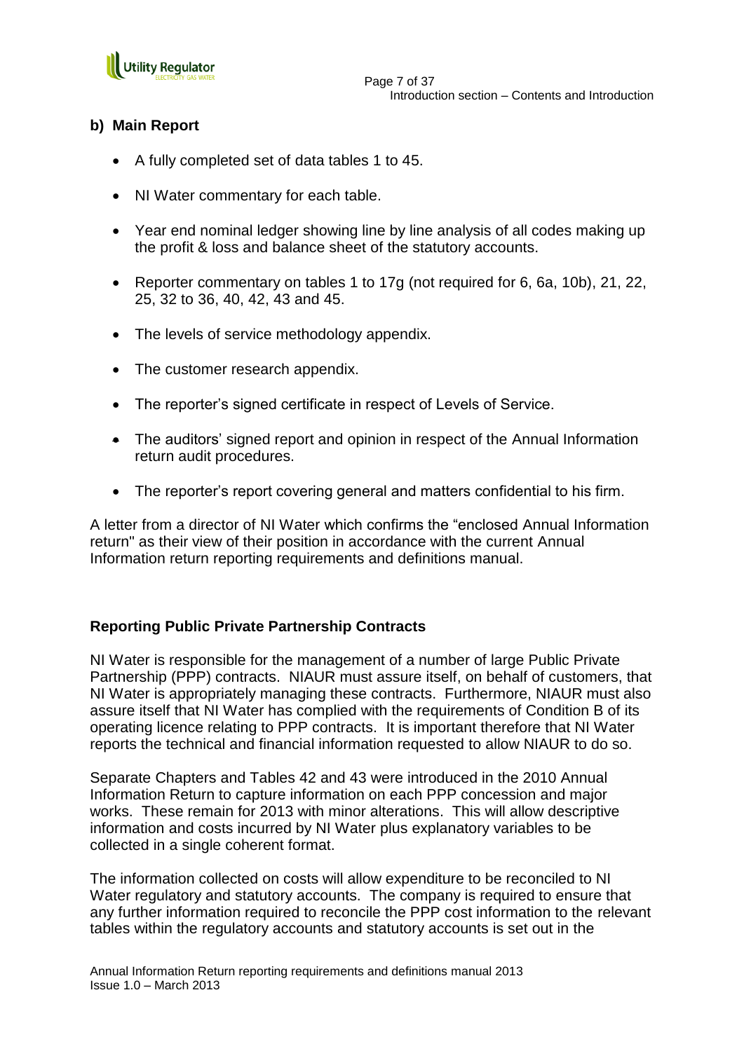## b) Main Report

- A fully completed set of data tables 1 to 45.
- NI Water commentary for each table.
- Year end nominal ledger showing line by line analysis of all codes making up the profit & loss and balance sheet of the statutory accounts.
- Reporter commentary on tables 1 to 17g (not required for 6, 6a, 10b), 21, 22, 25, 32 to 36, 40, 42, 43 and 45.
- The levels of service methodology appendix.
- The customer research appendix.
- The reporter's signed certificate in respect of Levels of Service.
- The auditors' signed report and opinion in respect of the Annual Information return audit procedures.
- The reporter's report covering general and matters confidential to his firm.

A letter from a director of NI Water which confirms the "enclosed Annual Information return" as their view of their position in accordance with the current Annual Information return reporting requirements and definitions manual.

### Reporting Public Private Partnership Contracts

NI Water is responsible for the management of a number of large Public Private Partnership (PPP) contracts. NIAUR must assure itself, on behalf of customers, that NI Water is appropriately managing these contracts. Furthermore, NIAUR must also assure itself that NI Water has complied with the requirements of Condition B of its operating licence relating to PPP contracts. It is important therefore that NI Water reports the technical and financial information requested to allow NIAUR to do so.

Separate Chapters and Tables 42 and 43 were introduced in the 2010 Annual Information Return to capture information on each PPP concession and major works. These remain for 2013 with minor alterations. This will allow descriptive information and costs incurred by NI Water plus explanatory variables to be collected in a single coherent format.

The information collected on costs will allow expenditure to be reconciled to NI Water regulatory and statutory accounts. The company is required to ensure that any further information required to reconcile the PPP cost information to the relevant tables within the regulatory accounts and statutory accounts is set out in the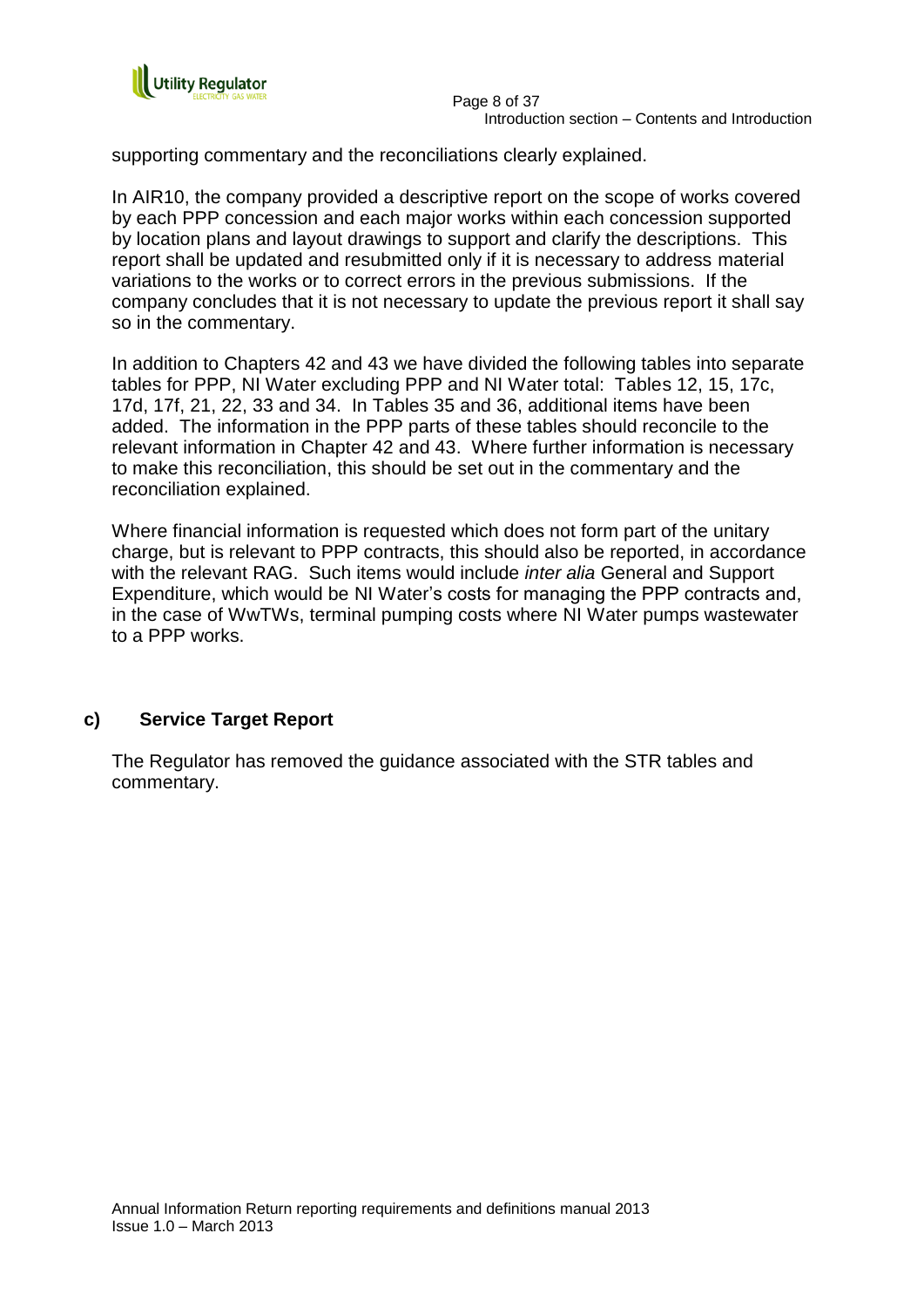supporting commentary and the reconciliations clearly explained.

In AIR10, the company provided a descriptive report on the scope of works covered by each PPP concession and each major works within each concession supported by location plans and layout drawings to support and clarify the descriptions. This report shall be updated and resubmitted only if it is necessary to address material variations to the works or to correct errors in the previous submissions. If the company concludes that it is not necessary to update the previous report it shall say so in the commentary.

In addition to Chapters 42 and 43 we have divided the following tables into separate tables for PPP, NI Water excluding PPP and NI Water total: Tables 12, 15, 17c, 17d, 17f, 21, 22, 33 and 34. In Tables 35 and 36, additional items have been added. The information in the PPP parts of these tables should reconcile to the relevant information in Chapter 42 and 43. Where further information is necessary to make this reconciliation, this should be set out in the commentary and the reconciliation explained.

Where financial information is requested which does not form part of the unitary charge, but is relevant to PPP contracts, this should also be reported, in accordance with the relevant RAG. Such items would include *inter alia* General and Support Expenditure, which would be NI Water's costs for managing the PPP contracts and, in the case of WwTWs, terminal pumping costs where NI Water pumps wastewater to a PPP works.

### c) Service Target Report

The Regulator has removed the guidance associated with the STR tables and commentary.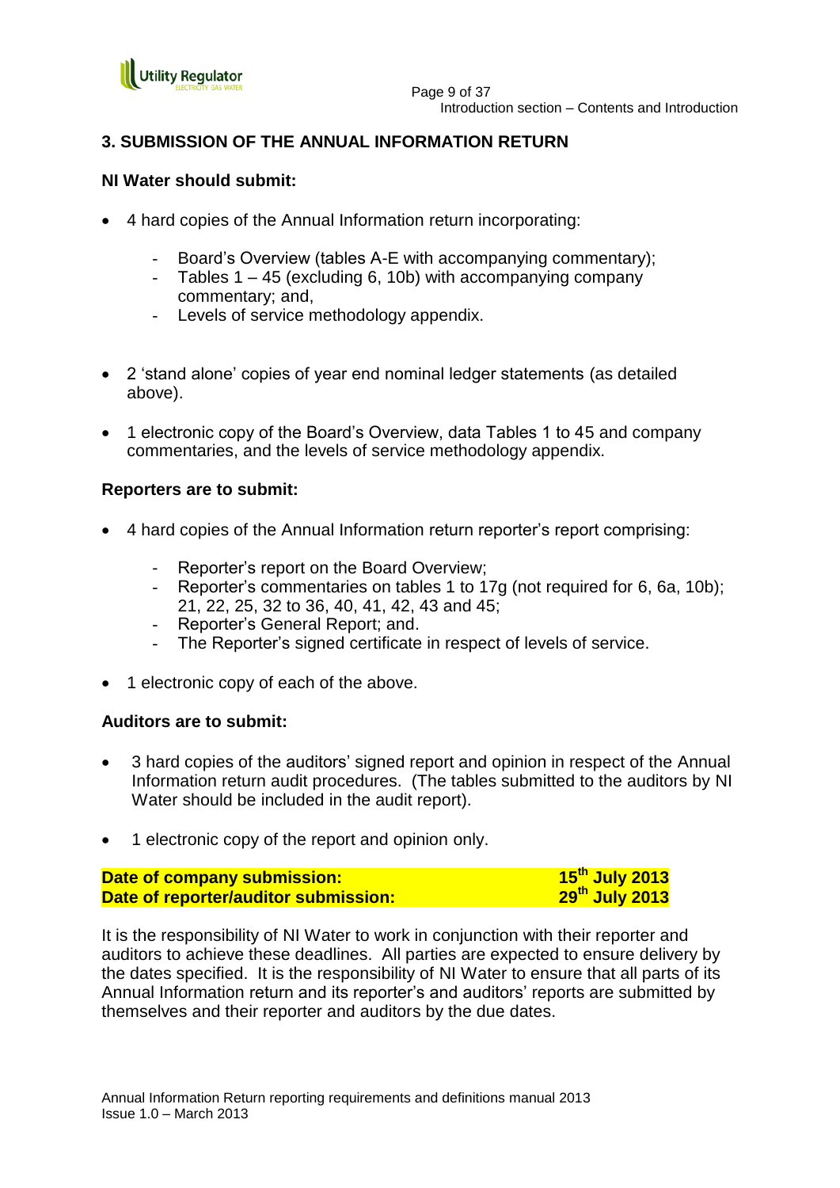## 3. SUBMISSION OF THE ANNUAL INFORMATION RETURN

**NI Water should submit:**

- 4 hard copies of the Annual Information return incorporating:
  - Board's Overview (tables A-E with accompanying commentary);
  - Tables 1 – 45 (excluding 6, 10b) with accompanying company commentary; and,
  - Levels of service methodology appendix.
- 2 'stand alone' copies of year end nominal ledger statements (as detailed above).
- 1 electronic copy of the Board's Overview, data Tables 1 to 45 and company commentaries, and the levels of service methodology appendix.

**Reporters are to submit:**

- 4 hard copies of the Annual Information return reporter's report comprising:
  - Reporter's report on the Board Overview;
  - Reporter's commentaries on tables 1 to 17g (not required for 6, 6a, 10b); 21, 22, 25, 32 to 36, 40, 41, 42, 43 and 45;
  - Reporter's General Report; and.
  - The Reporter's signed certificate in respect of levels of service.
- 1 electronic copy of each of the above.

**Auditors are to submit:**

- 3 hard copies of the auditors' signed report and opinion in respect of the Annual Information return audit procedures. (The tables submitted to the auditors by NI Water should be included in the audit report).
- 1 electronic copy of the report and opinion only.

| | |
|---|---|
| **Date of company submission:** | **15th July 2013** |
| **Date of reporter/auditor submission:** | **29th July 2013** |

It is the responsibility of NI Water to work in conjunction with their reporter and auditors to achieve these deadlines. All parties are expected to ensure delivery by the dates specified. It is the responsibility of NI Water to ensure that all parts of its Annual Information return and its reporter's and auditors' reports are submitted by themselves and their reporter and auditors by the due dates.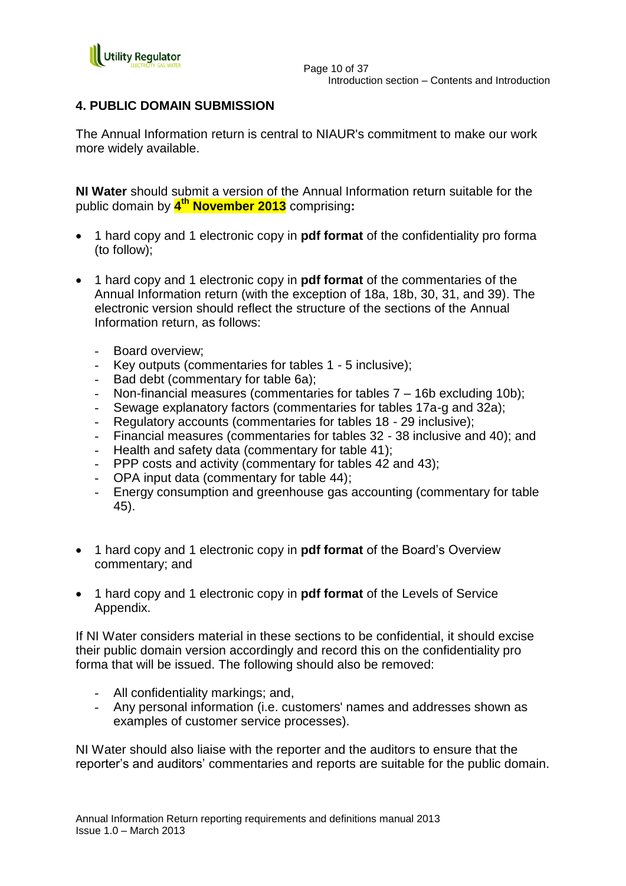## 4. PUBLIC DOMAIN SUBMISSION

The Annual Information return is central to NIAUR's commitment to make our work more widely available.

**NI Water** should submit a version of the Annual Information return suitable for the public domain by **4th November 2013** comprising**:**

- 1 hard copy and 1 electronic copy in **pdf format** of the confidentiality pro forma (to follow);
- 1 hard copy and 1 electronic copy in **pdf format** of the commentaries of the Annual Information return (with the exception of 18a, 18b, 30, 31, and 39). The electronic version should reflect the structure of the sections of the Annual Information return, as follows:
  - Board overview;
  - Key outputs (commentaries for tables 1 - 5 inclusive);
  - Bad debt (commentary for table 6a);
  - Non-financial measures (commentaries for tables 7 – 16b excluding 10b);
  - Sewage explanatory factors (commentaries for tables 17a-g and 32a);
  - Regulatory accounts (commentaries for tables 18 - 29 inclusive);
  - Financial measures (commentaries for tables 32 - 38 inclusive and 40); and
  - Health and safety data (commentary for table 41);
  - PPP costs and activity (commentary for tables 42 and 43);
  - OPA input data (commentary for table 44);
  - Energy consumption and greenhouse gas accounting (commentary for table 45).
- 1 hard copy and 1 electronic copy in **pdf format** of the Board's Overview commentary; and
- 1 hard copy and 1 electronic copy in **pdf format** of the Levels of Service Appendix.

If NI Water considers material in these sections to be confidential, it should excise their public domain version accordingly and record this on the confidentiality pro forma that will be issued. The following should also be removed:

- All confidentiality markings; and,
- Any personal information (i.e. customers' names and addresses shown as examples of customer service processes).

NI Water should also liaise with the reporter and the auditors to ensure that the reporter's and auditors' commentaries and reports are suitable for the public domain.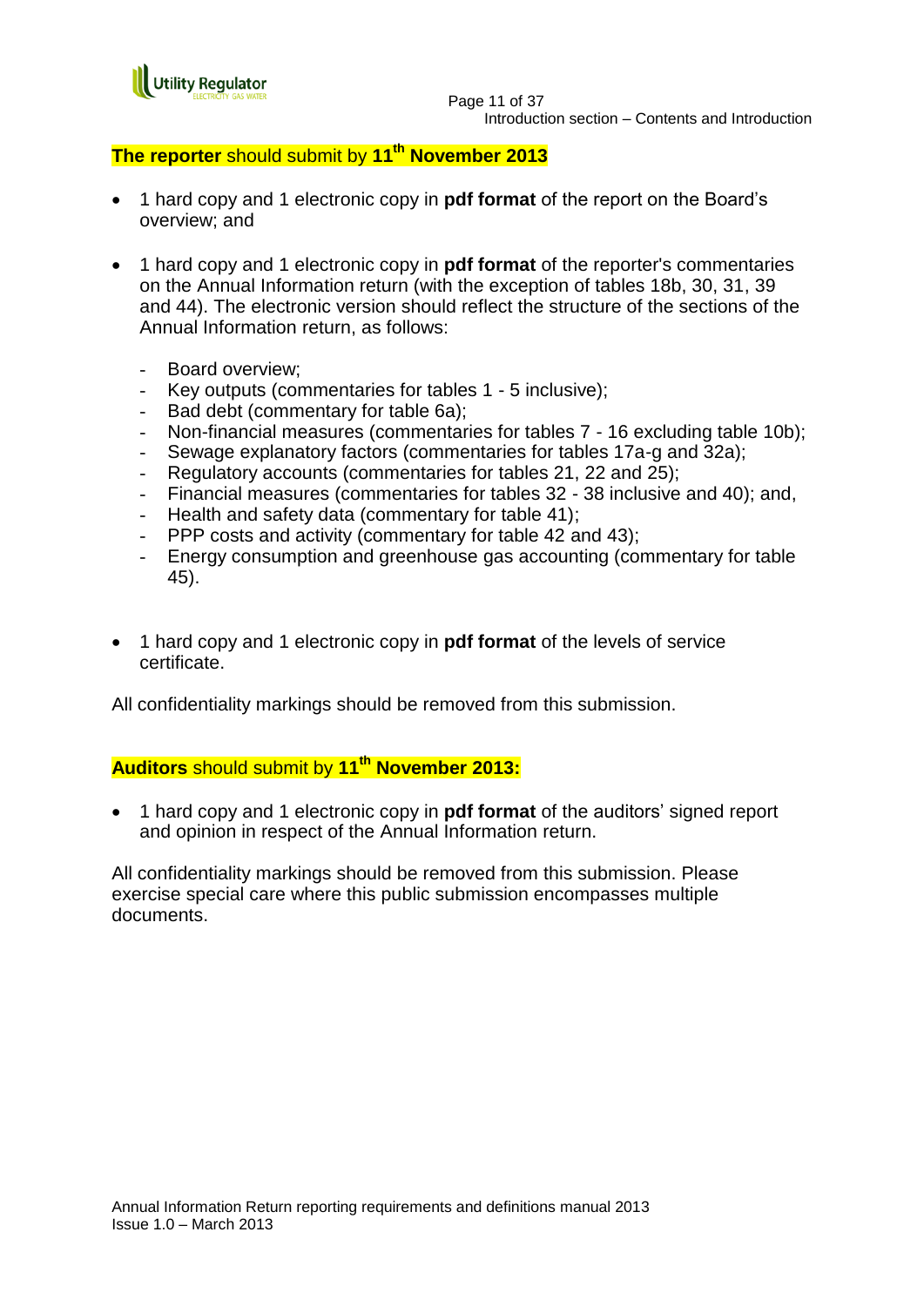**The reporter** should submit by **11th November 2013**

- 1 hard copy and 1 electronic copy in **pdf format** of the report on the Board's overview; and
- 1 hard copy and 1 electronic copy in **pdf format** of the reporter's commentaries on the Annual Information return (with the exception of tables 18b, 30, 31, 39 and 44). The electronic version should reflect the structure of the sections of the Annual Information return, as follows:
  - Board overview;
  - Key outputs (commentaries for tables 1 - 5 inclusive);
  - Bad debt (commentary for table 6a);
  - Non-financial measures (commentaries for tables 7 - 16 excluding table 10b);
  - Sewage explanatory factors (commentaries for tables 17a-g and 32a);
  - Regulatory accounts (commentaries for tables 21, 22 and 25);
  - Financial measures (commentaries for tables 32 - 38 inclusive and 40); and,
  - Health and safety data (commentary for table 41);
  - PPP costs and activity (commentary for table 42 and 43);
  - Energy consumption and greenhouse gas accounting (commentary for table 45).
- 1 hard copy and 1 electronic copy in **pdf format** of the levels of service certificate.

All confidentiality markings should be removed from this submission.

**Auditors** should submit by **11th November 2013:**

- 1 hard copy and 1 electronic copy in **pdf format** of the auditors' signed report and opinion in respect of the Annual Information return.

All confidentiality markings should be removed from this submission. Please exercise special care where this public submission encompasses multiple documents.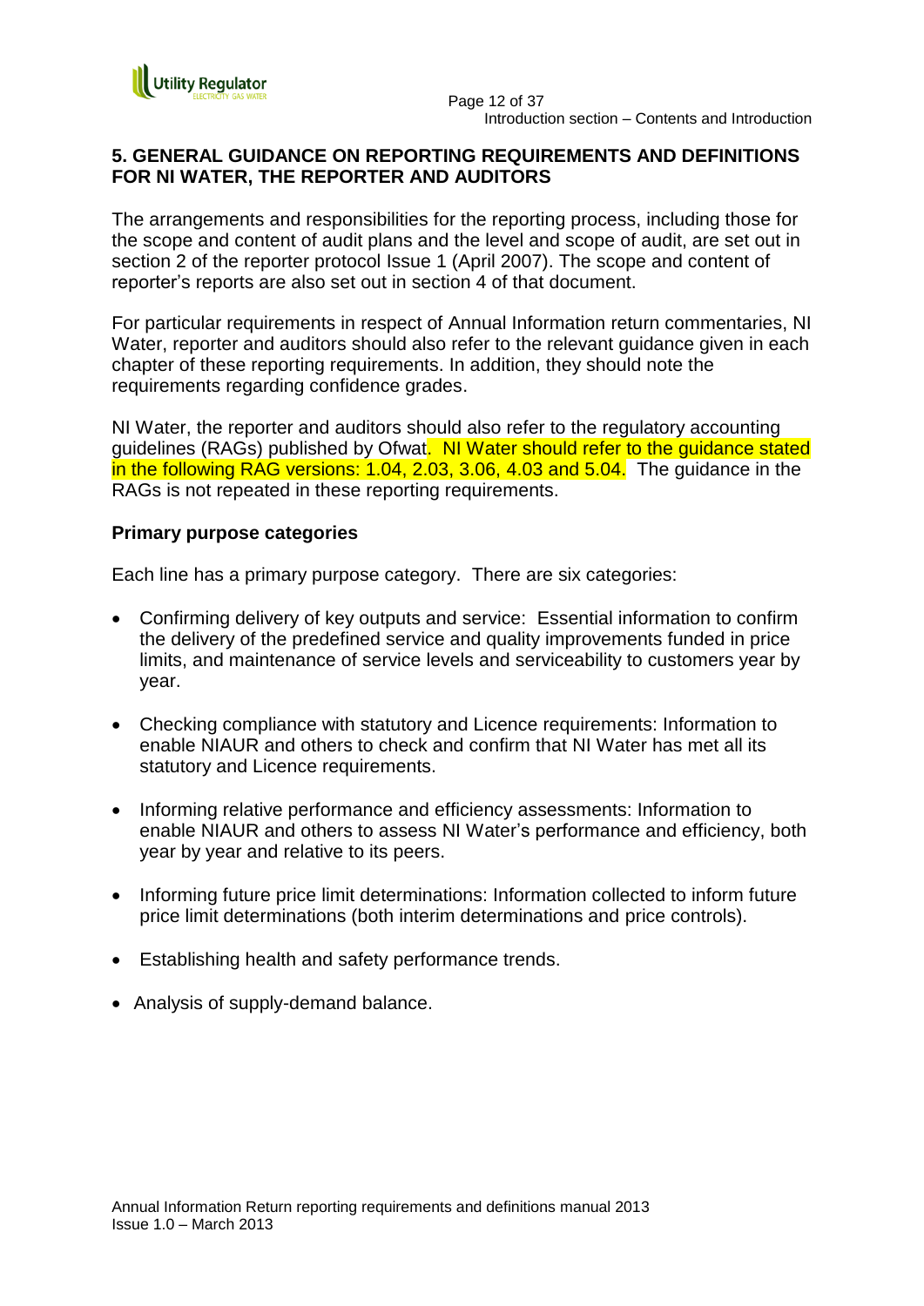## 5. GENERAL GUIDANCE ON REPORTING REQUIREMENTS AND DEFINITIONS FOR NI WATER, THE REPORTER AND AUDITORS

The arrangements and responsibilities for the reporting process, including those for the scope and content of audit plans and the level and scope of audit, are set out in section 2 of the reporter protocol Issue 1 (April 2007). The scope and content of reporter's reports are also set out in section 4 of that document.

For particular requirements in respect of Annual Information return commentaries, NI Water, reporter and auditors should also refer to the relevant guidance given in each chapter of these reporting requirements. In addition, they should note the requirements regarding confidence grades.

NI Water, the reporter and auditors should also refer to the regulatory accounting guidelines (RAGs) published by Ofwat. NI Water should refer to the guidance stated in the following RAG versions: 1.04, 2.03, 3.06, 4.03 and 5.04. The guidance in the RAGs is not repeated in these reporting requirements.

### Primary purpose categories

Each line has a primary purpose category. There are six categories:

- Confirming delivery of key outputs and service: Essential information to confirm the delivery of the predefined service and quality improvements funded in price limits, and maintenance of service levels and serviceability to customers year by year.
- Checking compliance with statutory and Licence requirements: Information to enable NIAUR and others to check and confirm that NI Water has met all its statutory and Licence requirements.
- Informing relative performance and efficiency assessments: Information to enable NIAUR and others to assess NI Water's performance and efficiency, both year by year and relative to its peers.
- Informing future price limit determinations: Information collected to inform future price limit determinations (both interim determinations and price controls).
- Establishing health and safety performance trends.
- Analysis of supply-demand balance.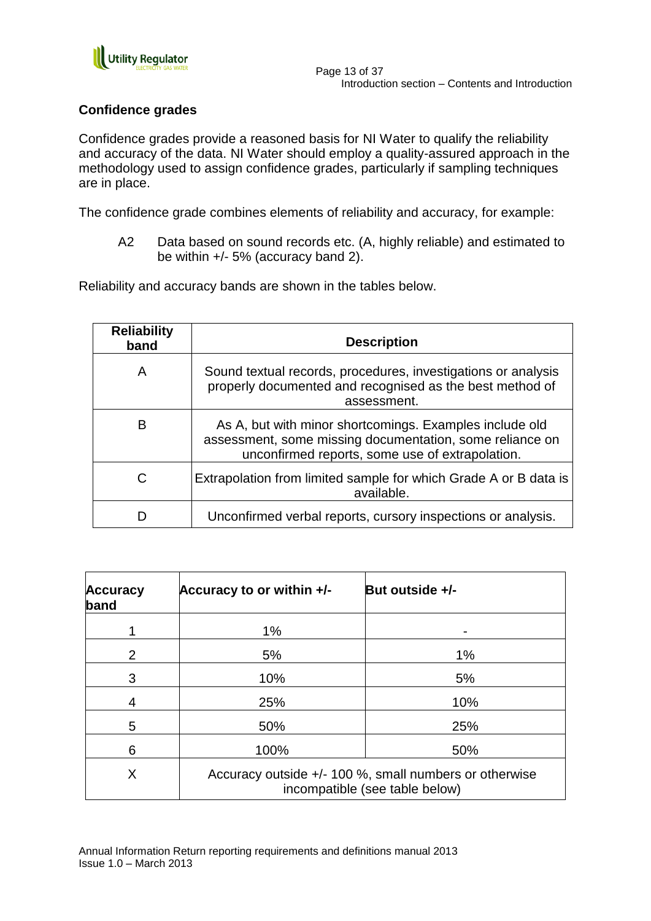## Confidence grades

Confidence grades provide a reasoned basis for NI Water to qualify the reliability and accuracy of the data. NI Water should employ a quality-assured approach in the methodology used to assign confidence grades, particularly if sampling techniques are in place.

The confidence grade combines elements of reliability and accuracy, for example:

A2 Data based on sound records etc. (A, highly reliable) and estimated to be within +/- 5% (accuracy band 2).

Reliability and accuracy bands are shown in the tables below.

| Reliability band | Description |
|---|---|
| A | Sound textual records, procedures, investigations or analysis properly documented and recognised as the best method of assessment. |
| B | As A, but with minor shortcomings. Examples include old assessment, some missing documentation, some reliance on unconfirmed reports, some use of extrapolation. |
| C | Extrapolation from limited sample for which Grade A or B data is available. |
| D | Unconfirmed verbal reports, cursory inspections or analysis. |

| Accuracy band | Accuracy to or within +/- | But outside +/- |
|---|---|---|
| 1 | 1% | - |
| 2 | 5% | 1% |
| 3 | 10% | 5% |
| 4 | 25% | 10% |
| 5 | 50% | 25% |
| 6 | 100% | 50% |
| X | Accuracy outside +/- 100 %, small numbers or otherwise incompatible (see table below) | |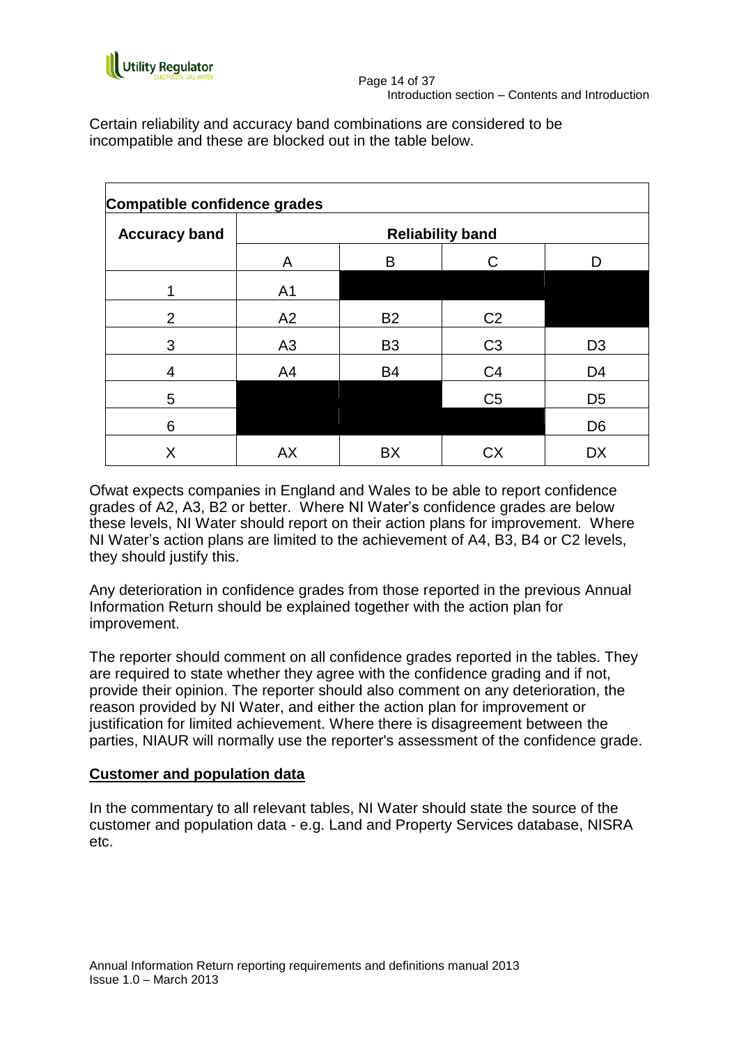Certain reliability and accuracy band combinations are considered to be incompatible and these are blocked out in the table below.

| Compatible confidence grades | | | | |
|---|---|---|---|---|
| **Accuracy band** | **Reliability band** | | | |
| | A | B | C | D |
| 1 | A1 | | | |
| 2 | A2 | B2 | C2 | |
| 3 | A3 | B3 | C3 | D3 |
| 4 | A4 | B4 | C4 | D4 |
| 5 | | | C5 | D5 |
| 6 | | | | D6 |
| X | AX | BX | CX | DX |

Ofwat expects companies in England and Wales to be able to report confidence grades of A2, A3, B2 or better. Where NI Water's confidence grades are below these levels, NI Water should report on their action plans for improvement. Where NI Water's action plans are limited to the achievement of A4, B3, B4 or C2 levels, they should justify this.

Any deterioration in confidence grades from those reported in the previous Annual Information Return should be explained together with the action plan for improvement.

The reporter should comment on all confidence grades reported in the tables. They are required to state whether they agree with the confidence grading and if not, provide their opinion. The reporter should also comment on any deterioration, the reason provided by NI Water, and either the action plan for improvement or justification for limited achievement. Where there is disagreement between the parties, NIAUR will normally use the reporter's assessment of the confidence grade.

**Customer and population data**

In the commentary to all relevant tables, NI Water should state the source of the customer and population data - e.g. Land and Property Services database, NISRA etc.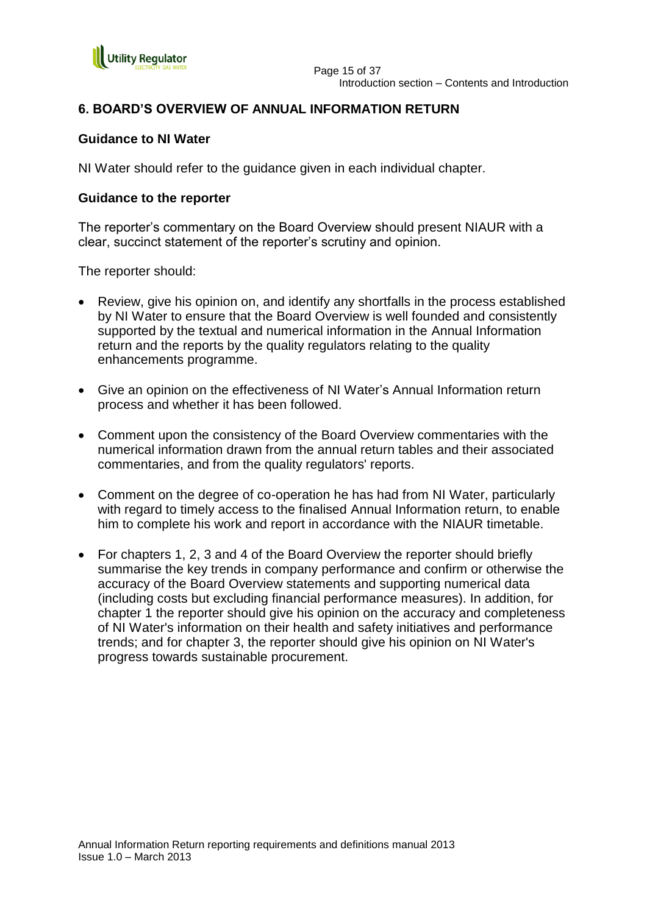## 6. BOARD'S OVERVIEW OF ANNUAL INFORMATION RETURN

### Guidance to NI Water

NI Water should refer to the guidance given in each individual chapter.

### Guidance to the reporter

The reporter's commentary on the Board Overview should present NIAUR with a clear, succinct statement of the reporter's scrutiny and opinion.

The reporter should:

- Review, give his opinion on, and identify any shortfalls in the process established by NI Water to ensure that the Board Overview is well founded and consistently supported by the textual and numerical information in the Annual Information return and the reports by the quality regulators relating to the quality enhancements programme.
- Give an opinion on the effectiveness of NI Water's Annual Information return process and whether it has been followed.
- Comment upon the consistency of the Board Overview commentaries with the numerical information drawn from the annual return tables and their associated commentaries, and from the quality regulators' reports.
- Comment on the degree of co-operation he has had from NI Water, particularly with regard to timely access to the finalised Annual Information return, to enable him to complete his work and report in accordance with the NIAUR timetable.
- For chapters 1, 2, 3 and 4 of the Board Overview the reporter should briefly summarise the key trends in company performance and confirm or otherwise the accuracy of the Board Overview statements and supporting numerical data (including costs but excluding financial performance measures). In addition, for chapter 1 the reporter should give his opinion on the accuracy and completeness of NI Water's information on their health and safety initiatives and performance trends; and for chapter 3, the reporter should give his opinion on NI Water's progress towards sustainable procurement.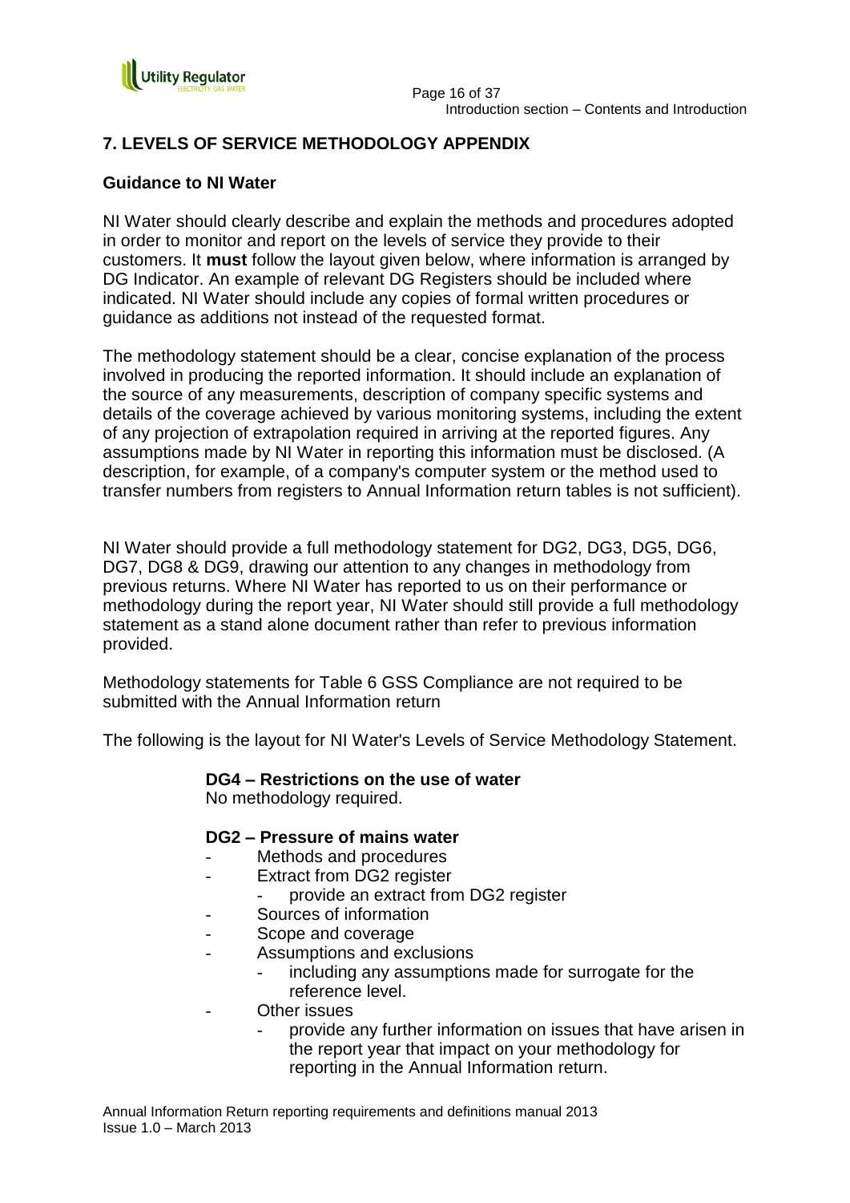## 7. LEVELS OF SERVICE METHODOLOGY APPENDIX

### Guidance to NI Water

NI Water should clearly describe and explain the methods and procedures adopted in order to monitor and report on the levels of service they provide to their customers. It **must** follow the layout given below, where information is arranged by DG Indicator. An example of relevant DG Registers should be included where indicated. NI Water should include any copies of formal written procedures or guidance as additions not instead of the requested format.

The methodology statement should be a clear, concise explanation of the process involved in producing the reported information. It should include an explanation of the source of any measurements, description of company specific systems and details of the coverage achieved by various monitoring systems, including the extent of any projection of extrapolation required in arriving at the reported figures. Any assumptions made by NI Water in reporting this information must be disclosed. (A description, for example, of a company's computer system or the method used to transfer numbers from registers to Annual Information return tables is not sufficient).

NI Water should provide a full methodology statement for DG2, DG3, DG5, DG6, DG7, DG8 & DG9, drawing our attention to any changes in methodology from previous returns. Where NI Water has reported to us on their performance or methodology during the report year, NI Water should still provide a full methodology statement as a stand alone document rather than refer to previous information provided.

Methodology statements for Table 6 GSS Compliance are not required to be submitted with the Annual Information return

The following is the layout for NI Water's Levels of Service Methodology Statement.

**DG4 – Restrictions on the use of water**
No methodology required.

**DG2 – Pressure of mains water**

- Methods and procedures
- Extract from DG2 register
    - provide an extract from DG2 register
- Sources of information
- Scope and coverage
- Assumptions and exclusions
    - including any assumptions made for surrogate for the reference level.
- Other issues
    - provide any further information on issues that have arisen in the report year that impact on your methodology for reporting in the Annual Information return.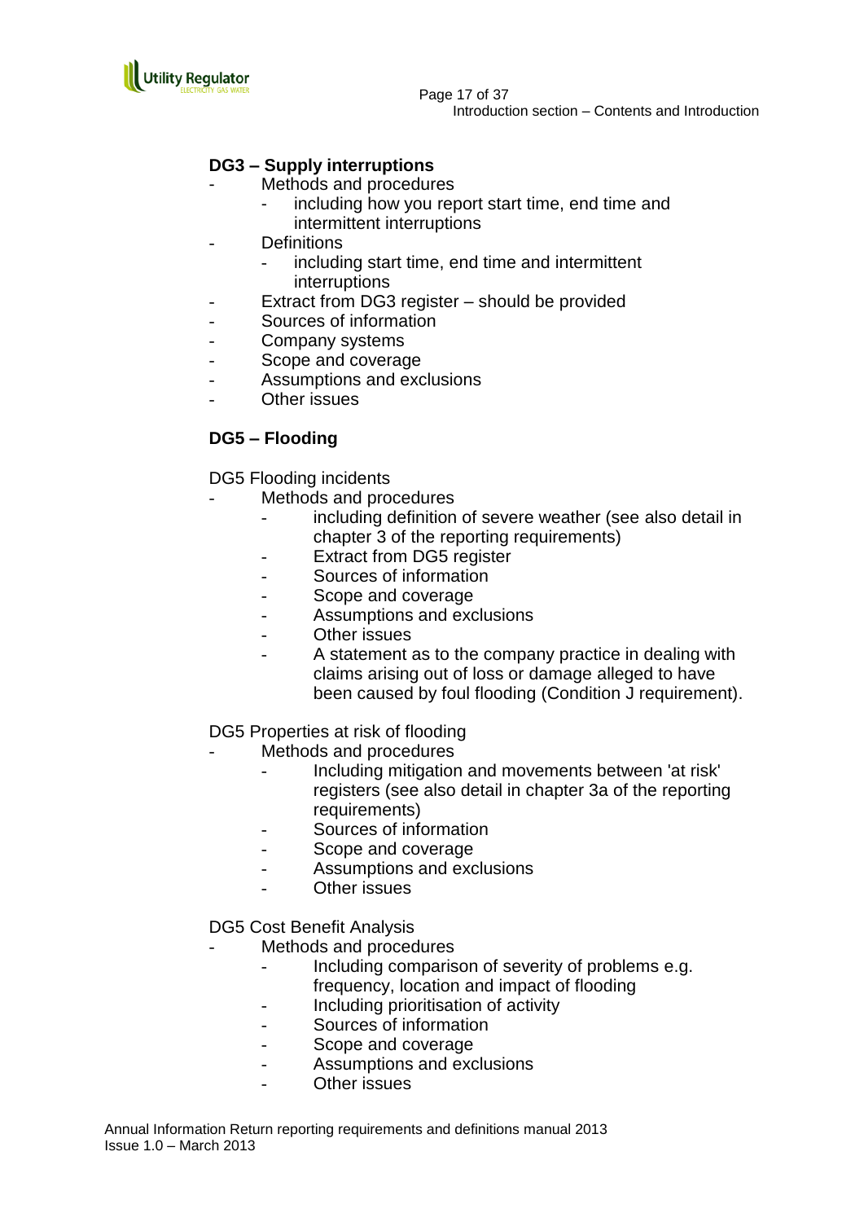**DG3 – Supply interruptions**

- Methods and procedures
  - including how you report start time, end time and intermittent interruptions
- Definitions
  - including start time, end time and intermittent interruptions
- Extract from DG3 register – should be provided
- Sources of information
- Company systems
- Scope and coverage
- Assumptions and exclusions
- Other issues

**DG5 – Flooding**

DG5 Flooding incidents

- Methods and procedures
  - including definition of severe weather (see also detail in chapter 3 of the reporting requirements)
  - Extract from DG5 register
  - Sources of information
  - Scope and coverage
  - Assumptions and exclusions
  - Other issues
  - A statement as to the company practice in dealing with claims arising out of loss or damage alleged to have been caused by foul flooding (Condition J requirement).

DG5 Properties at risk of flooding

- Methods and procedures
  - Including mitigation and movements between 'at risk' registers (see also detail in chapter 3a of the reporting requirements)
  - Sources of information
  - Scope and coverage
  - Assumptions and exclusions
  - Other issues

DG5 Cost Benefit Analysis

- Methods and procedures
  - Including comparison of severity of problems e.g. frequency, location and impact of flooding
  - Including prioritisation of activity
  - Sources of information
  - Scope and coverage
  - Assumptions and exclusions
  - Other issues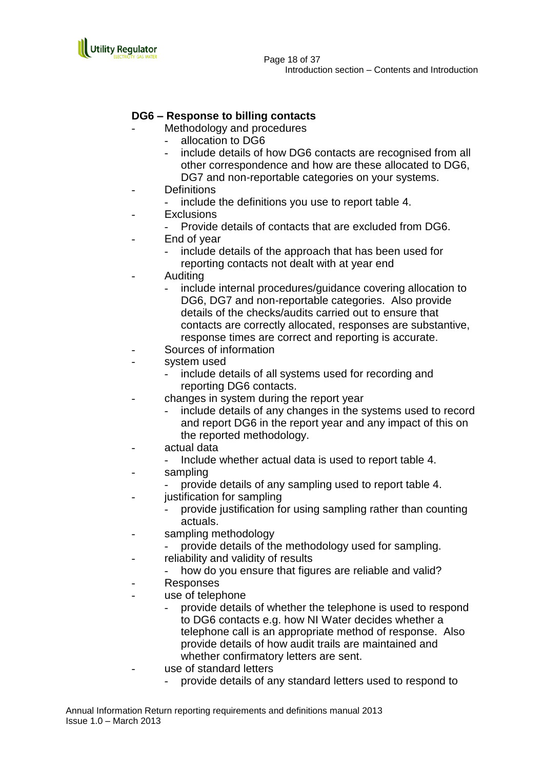**DG6 – Response to billing contacts**

- Methodology and procedures
  - allocation to DG6
  - include details of how DG6 contacts are recognised from all other correspondence and how are these allocated to DG6, DG7 and non-reportable categories on your systems.
- Definitions
  - include the definitions you use to report table 4.
- Exclusions
  - Provide details of contacts that are excluded from DG6.
- End of year
  - include details of the approach that has been used for reporting contacts not dealt with at year end
- Auditing
  - include internal procedures/guidance covering allocation to DG6, DG7 and non-reportable categories. Also provide details of the checks/audits carried out to ensure that contacts are correctly allocated, responses are substantive, response times are correct and reporting is accurate.
- Sources of information
- system used
  - include details of all systems used for recording and reporting DG6 contacts.
- changes in system during the report year
  - include details of any changes in the systems used to record and report DG6 in the report year and any impact of this on the reported methodology.
- actual data
  - Include whether actual data is used to report table 4.
- sampling
  - provide details of any sampling used to report table 4.
- justification for sampling
  - provide justification for using sampling rather than counting actuals.
- sampling methodology
  - provide details of the methodology used for sampling.
- reliability and validity of results
  - how do you ensure that figures are reliable and valid?
- Responses
- use of telephone
  - provide details of whether the telephone is used to respond to DG6 contacts e.g. how NI Water decides whether a telephone call is an appropriate method of response. Also provide details of how audit trails are maintained and whether confirmatory letters are sent.
- use of standard letters
  - provide details of any standard letters used to respond to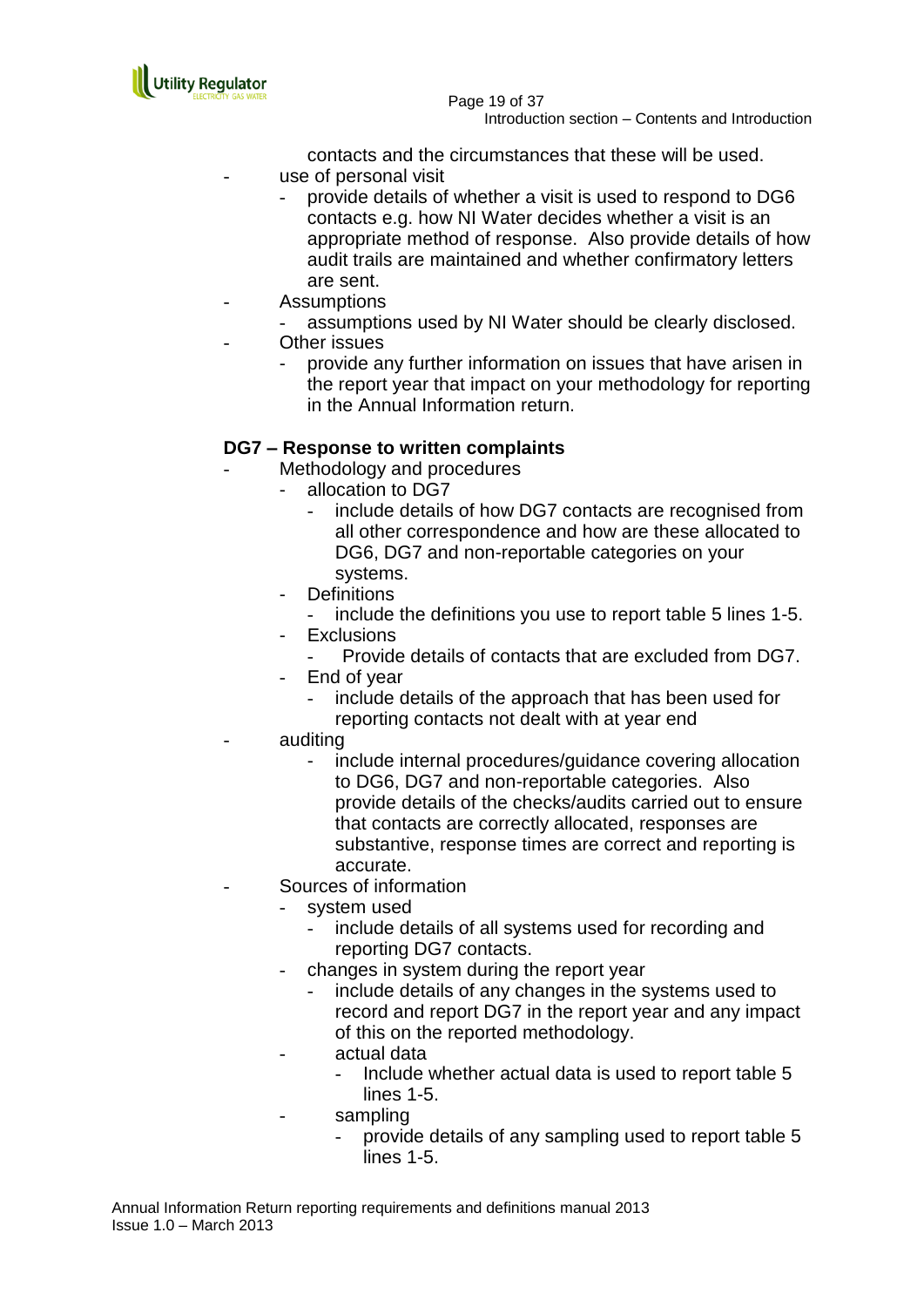contacts and the circumstances that these will be used.

- use of personal visit
  - provide details of whether a visit is used to respond to DG6 contacts e.g. how NI Water decides whether a visit is an appropriate method of response. Also provide details of how audit trails are maintained and whether confirmatory letters are sent.
- Assumptions
  - assumptions used by NI Water should be clearly disclosed.
- Other issues
  - provide any further information on issues that have arisen in the report year that impact on your methodology for reporting in the Annual Information return.

**DG7 – Response to written complaints**

- Methodology and procedures
  - allocation to DG7
    - include details of how DG7 contacts are recognised from all other correspondence and how are these allocated to DG6, DG7 and non-reportable categories on your systems.
  - Definitions
    - include the definitions you use to report table 5 lines 1-5.
  - Exclusions
    - Provide details of contacts that are excluded from DG7.
  - End of year
    - include details of the approach that has been used for reporting contacts not dealt with at year end
- auditing
  - include internal procedures/guidance covering allocation to DG6, DG7 and non-reportable categories. Also provide details of the checks/audits carried out to ensure that contacts are correctly allocated, responses are substantive, response times are correct and reporting is accurate.
- Sources of information
  - system used
    - include details of all systems used for recording and reporting DG7 contacts.
  - changes in system during the report year
    - include details of any changes in the systems used to record and report DG7 in the report year and any impact of this on the reported methodology.
  - actual data
    - Include whether actual data is used to report table 5 lines 1-5.
  - sampling
    - provide details of any sampling used to report table 5 lines 1-5.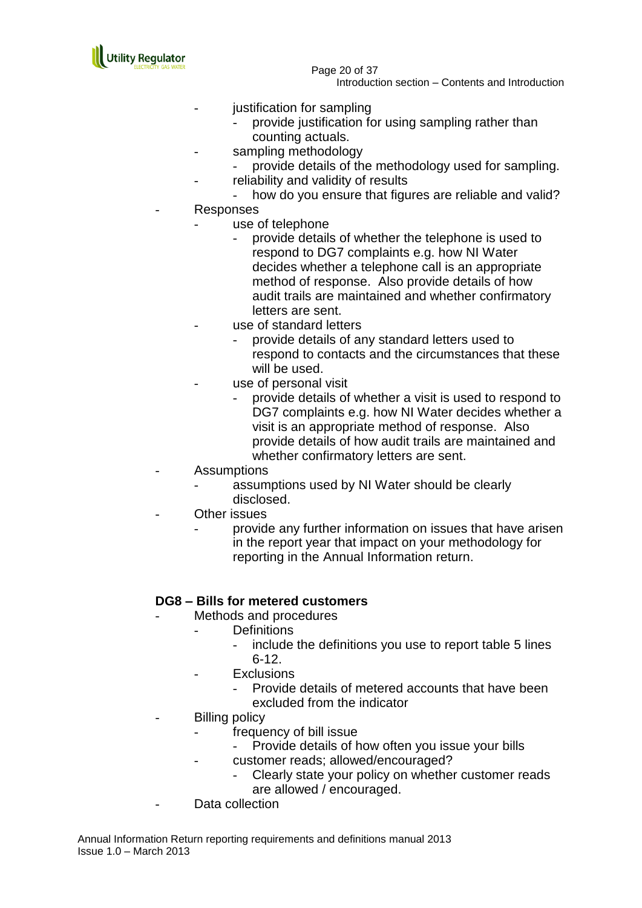- justification for sampling
  - provide justification for using sampling rather than counting actuals.
- sampling methodology
  - provide details of the methodology used for sampling.
- reliability and validity of results
  - how do you ensure that figures are reliable and valid?

- Responses
  - use of telephone
    - provide details of whether the telephone is used to respond to DG7 complaints e.g. how NI Water decides whether a telephone call is an appropriate method of response. Also provide details of how audit trails are maintained and whether confirmatory letters are sent.
  - use of standard letters
    - provide details of any standard letters used to respond to contacts and the circumstances that these will be used.
  - use of personal visit
    - provide details of whether a visit is used to respond to DG7 complaints e.g. how NI Water decides whether a visit is an appropriate method of response. Also provide details of how audit trails are maintained and whether confirmatory letters are sent.
- Assumptions
  - assumptions used by NI Water should be clearly disclosed.
- Other issues
  - provide any further information on issues that have arisen in the report year that impact on your methodology for reporting in the Annual Information return.

**DG8 – Bills for metered customers**

- Methods and procedures
  - Definitions
    - include the definitions you use to report table 5 lines 6-12.
  - Exclusions
    - Provide details of metered accounts that have been excluded from the indicator
- Billing policy
  - frequency of bill issue
    - Provide details of how often you issue your bills
  - customer reads; allowed/encouraged?
    - Clearly state your policy on whether customer reads are allowed / encouraged.
- Data collection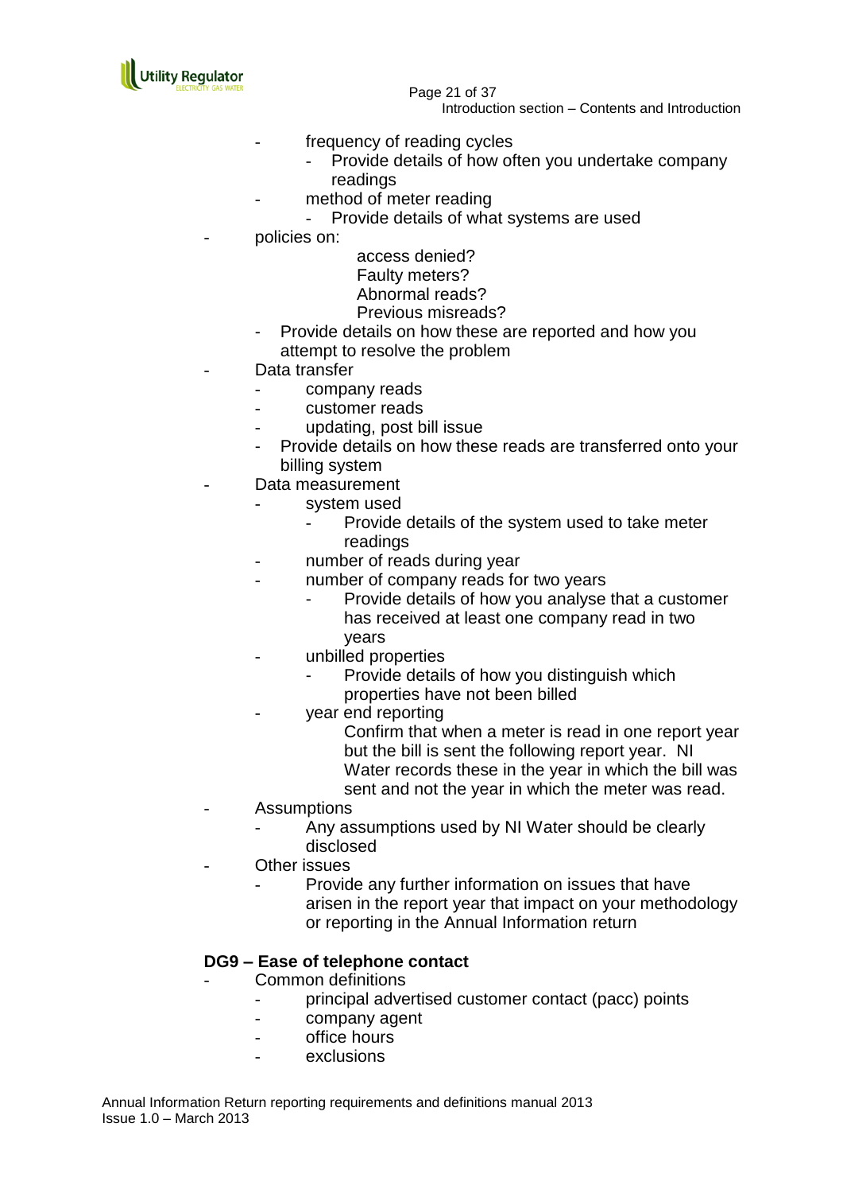- frequency of reading cycles
  - Provide details of how often you undertake company readings
- method of meter reading
  - Provide details of what systems are used
- policies on:

  access denied?
  Faulty meters?
  Abnormal reads?
  Previous misreads?

  - Provide details on how these are reported and how you attempt to resolve the problem
- Data transfer
  - company reads
  - customer reads
  - updating, post bill issue
  - Provide details on how these reads are transferred onto your billing system
- Data measurement
  - system used
    - Provide details of the system used to take meter readings
  - number of reads during year
  - number of company reads for two years
    - Provide details of how you analyse that a customer has received at least one company read in two years
  - unbilled properties
    - Provide details of how you distinguish which properties have not been billed
  - year end reporting

    Confirm that when a meter is read in one report year but the bill is sent the following report year. NI Water records these in the year in which the bill was sent and not the year in which the meter was read.
- Assumptions
  - Any assumptions used by NI Water should be clearly disclosed
- Other issues
  - Provide any further information on issues that have arisen in the report year that impact on your methodology or reporting in the Annual Information return

**DG9 – Ease of telephone contact**

- Common definitions
  - principal advertised customer contact (pacc) points
  - company agent
  - office hours
  - exclusions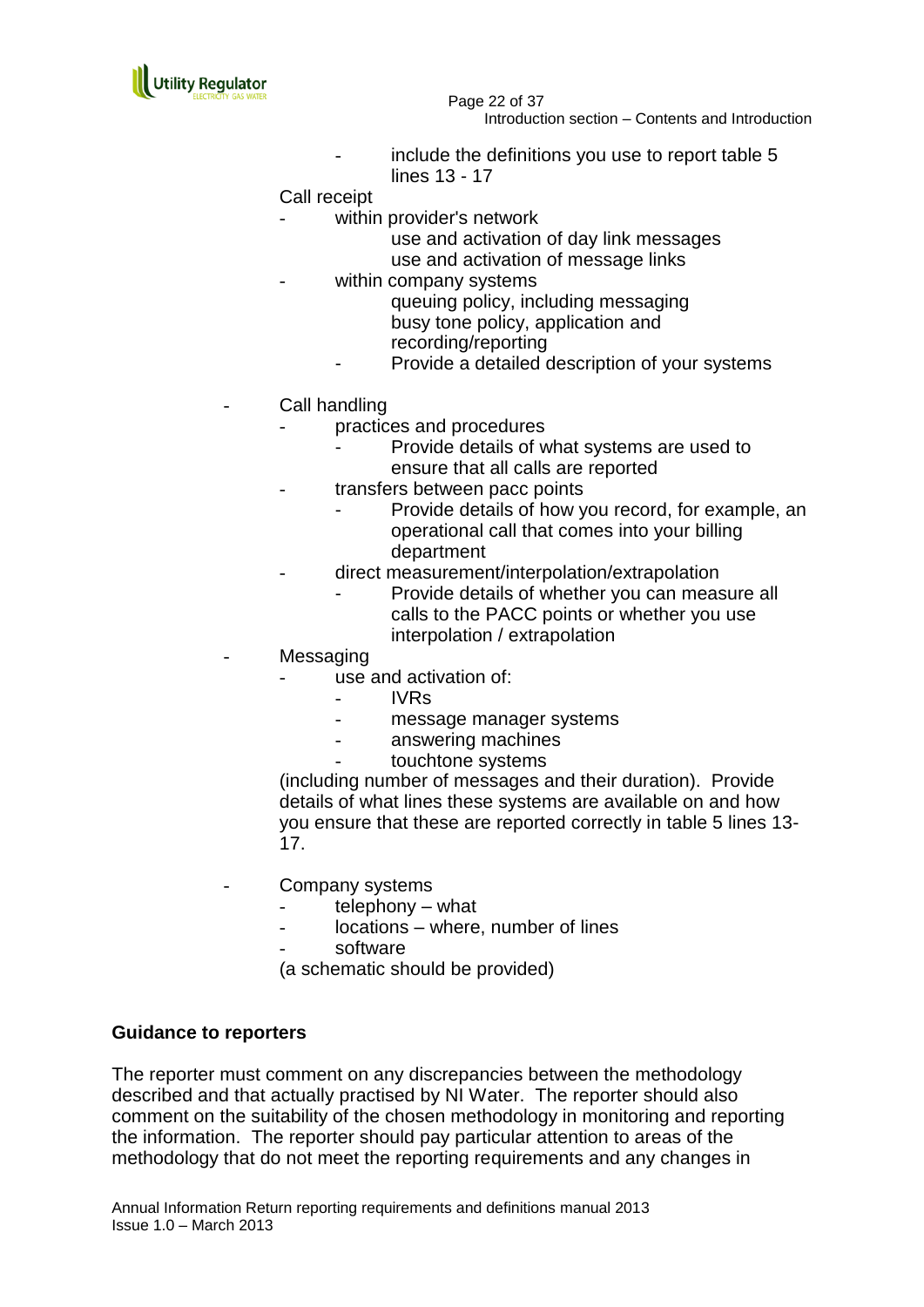- include the definitions you use to report table 5 lines 13 - 17

Call receipt

- within provider's network
  - use and activation of day link messages
  - use and activation of message links
- within company systems
  - queuing policy, including messaging
  - busy tone policy, application and recording/reporting
  - Provide a detailed description of your systems

- Call handling
  - practices and procedures
    - Provide details of what systems are used to ensure that all calls are reported
  - transfers between pacc points
    - Provide details of how you record, for example, an operational call that comes into your billing department
  - direct measurement/interpolation/extrapolation
    - Provide details of whether you can measure all calls to the PACC points or whether you use interpolation / extrapolation
- Messaging
  - use and activation of:
    - IVRs
    - message manager systems
    - answering machines
    - touchtone systems

  (including number of messages and their duration). Provide details of what lines these systems are available on and how you ensure that these are reported correctly in table 5 lines 13-17.

- Company systems
  - telephony – what
  - locations – where, number of lines
  - software

  (a schematic should be provided)

**Guidance to reporters**

The reporter must comment on any discrepancies between the methodology described and that actually practised by NI Water. The reporter should also comment on the suitability of the chosen methodology in monitoring and reporting the information. The reporter should pay particular attention to areas of the methodology that do not meet the reporting requirements and any changes in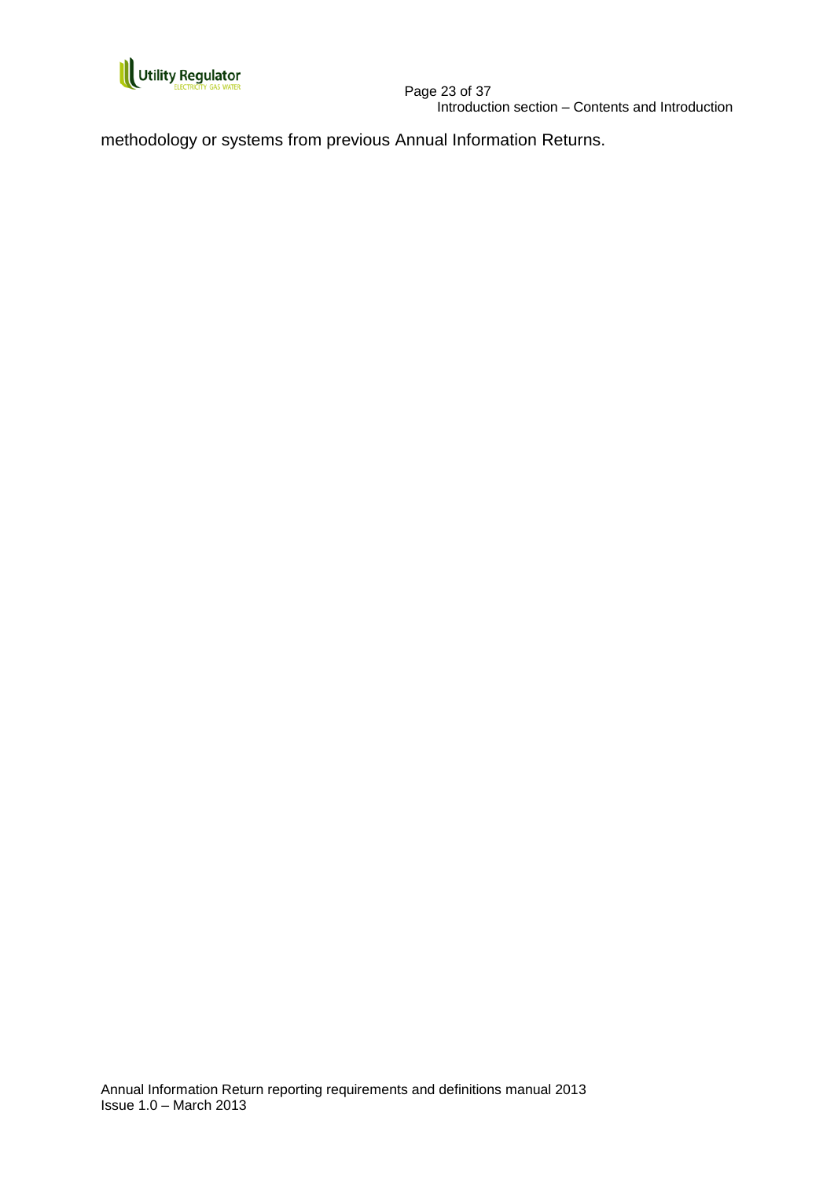methodology or systems from previous Annual Information Returns.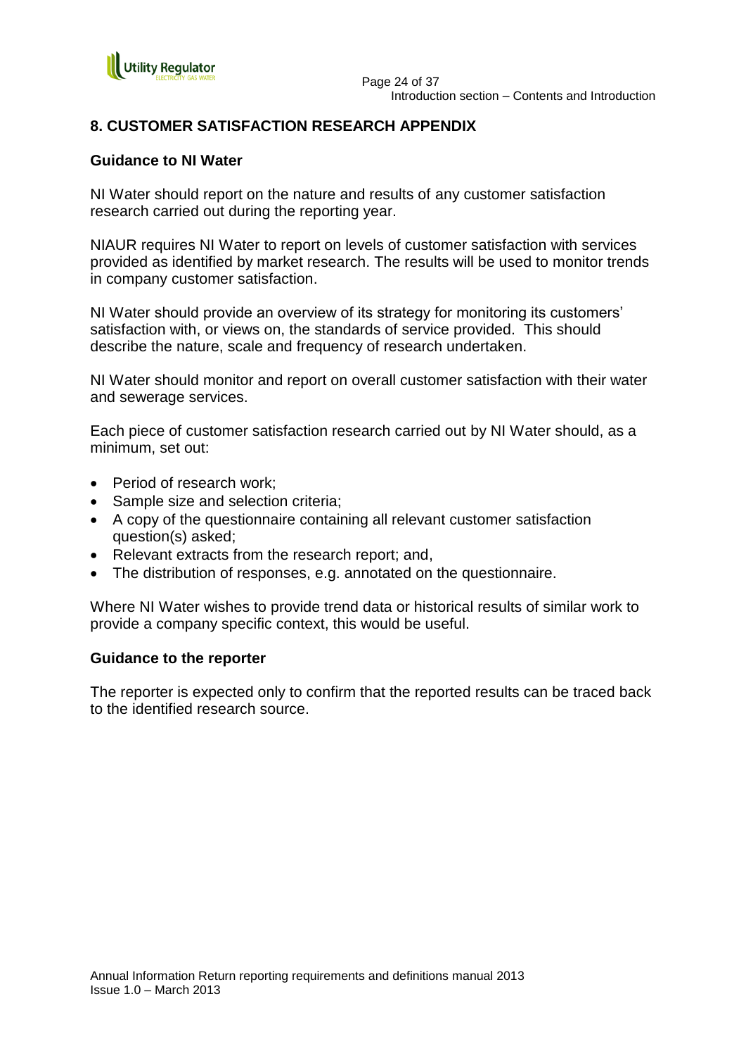## 8. CUSTOMER SATISFACTION RESEARCH APPENDIX

### Guidance to NI Water

NI Water should report on the nature and results of any customer satisfaction research carried out during the reporting year.

NIAUR requires NI Water to report on levels of customer satisfaction with services provided as identified by market research. The results will be used to monitor trends in company customer satisfaction.

NI Water should provide an overview of its strategy for monitoring its customers' satisfaction with, or views on, the standards of service provided. This should describe the nature, scale and frequency of research undertaken.

NI Water should monitor and report on overall customer satisfaction with their water and sewerage services.

Each piece of customer satisfaction research carried out by NI Water should, as a minimum, set out:

- Period of research work;
- Sample size and selection criteria;
- A copy of the questionnaire containing all relevant customer satisfaction question(s) asked;
- Relevant extracts from the research report; and,
- The distribution of responses, e.g. annotated on the questionnaire.

Where NI Water wishes to provide trend data or historical results of similar work to provide a company specific context, this would be useful.

### Guidance to the reporter

The reporter is expected only to confirm that the reported results can be traced back to the identified research source.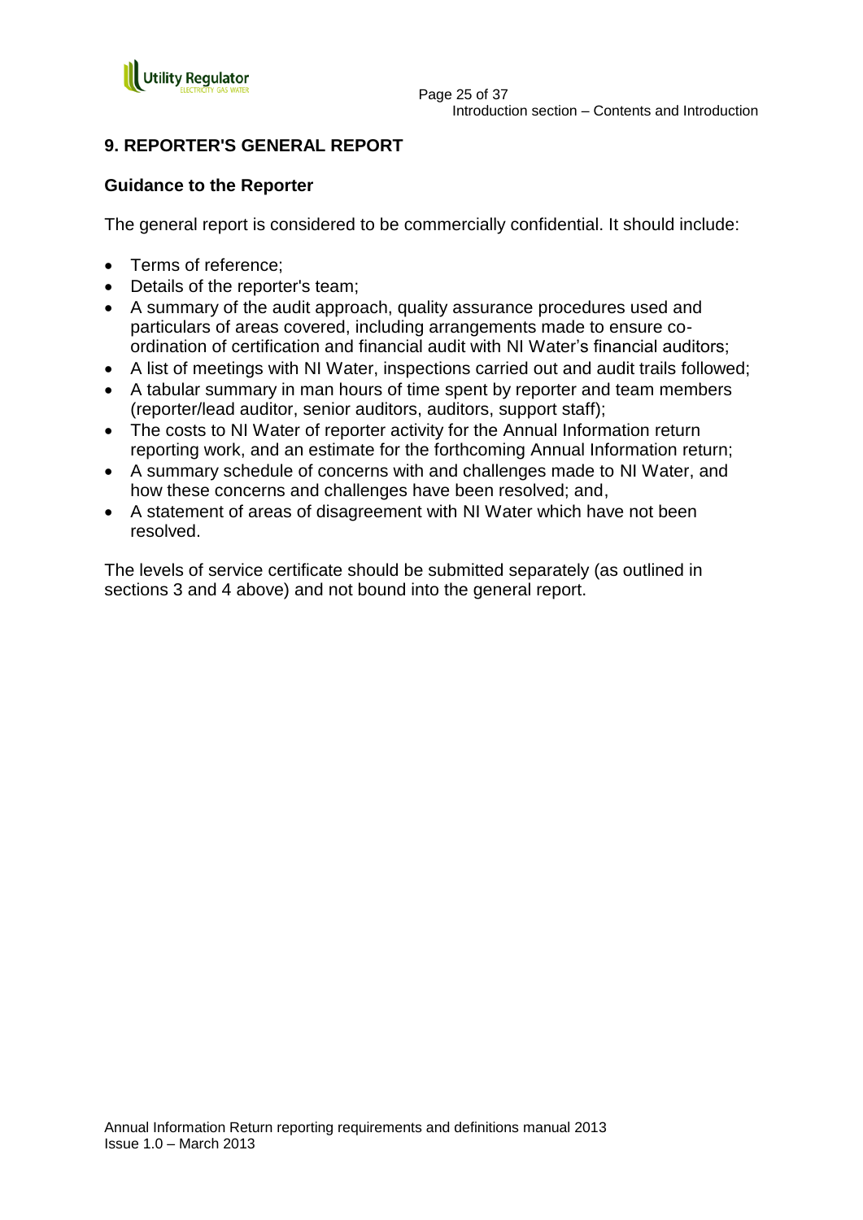## 9. REPORTER'S GENERAL REPORT

### Guidance to the Reporter

The general report is considered to be commercially confidential. It should include:

- Terms of reference;
- Details of the reporter's team;
- A summary of the audit approach, quality assurance procedures used and particulars of areas covered, including arrangements made to ensure co-ordination of certification and financial audit with NI Water's financial auditors;
- A list of meetings with NI Water, inspections carried out and audit trails followed;
- A tabular summary in man hours of time spent by reporter and team members (reporter/lead auditor, senior auditors, auditors, support staff);
- The costs to NI Water of reporter activity for the Annual Information return reporting work, and an estimate for the forthcoming Annual Information return;
- A summary schedule of concerns with and challenges made to NI Water, and how these concerns and challenges have been resolved; and,
- A statement of areas of disagreement with NI Water which have not been resolved.

The levels of service certificate should be submitted separately (as outlined in sections 3 and 4 above) and not bound into the general report.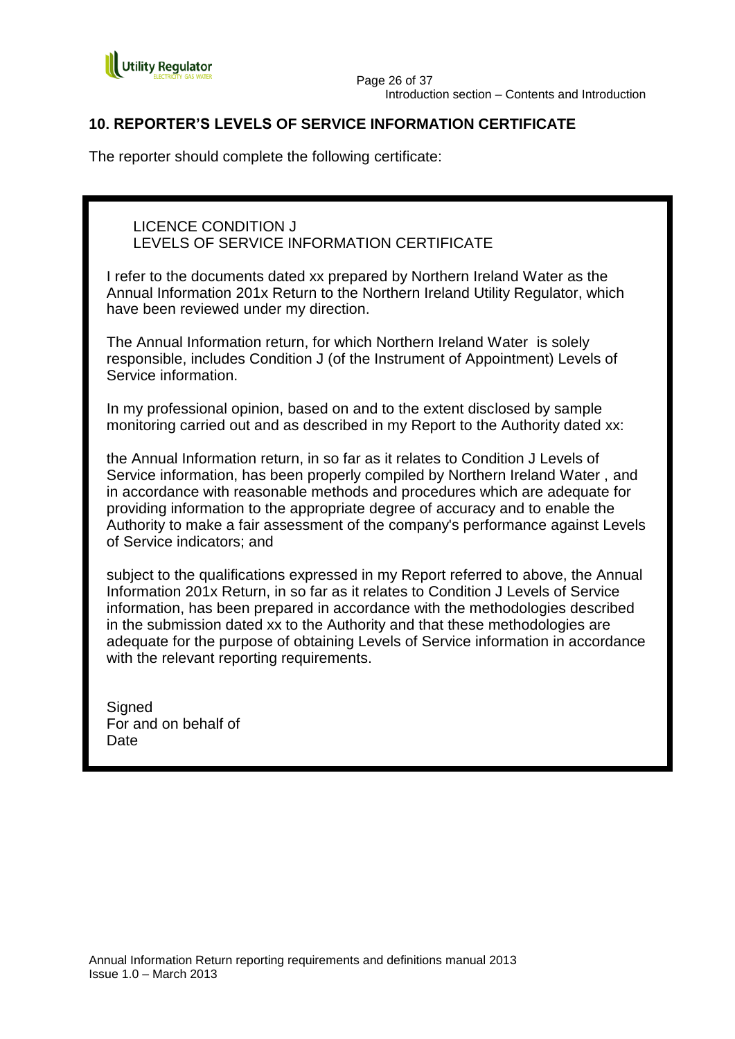## 10. REPORTER'S LEVELS OF SERVICE INFORMATION CERTIFICATE

The reporter should complete the following certificate:

LICENCE CONDITION J
LEVELS OF SERVICE INFORMATION CERTIFICATE

I refer to the documents dated xx prepared by Northern Ireland Water as the Annual Information 201x Return to the Northern Ireland Utility Regulator, which have been reviewed under my direction.

The Annual Information return, for which Northern Ireland Water is solely responsible, includes Condition J (of the Instrument of Appointment) Levels of Service information.

In my professional opinion, based on and to the extent disclosed by sample monitoring carried out and as described in my Report to the Authority dated xx:

the Annual Information return, in so far as it relates to Condition J Levels of Service information, has been properly compiled by Northern Ireland Water , and in accordance with reasonable methods and procedures which are adequate for providing information to the appropriate degree of accuracy and to enable the Authority to make a fair assessment of the company's performance against Levels of Service indicators; and

subject to the qualifications expressed in my Report referred to above, the Annual Information 201x Return, in so far as it relates to Condition J Levels of Service information, has been prepared in accordance with the methodologies described in the submission dated xx to the Authority and that these methodologies are adequate for the purpose of obtaining Levels of Service information in accordance with the relevant reporting requirements.

Signed
For and on behalf of
Date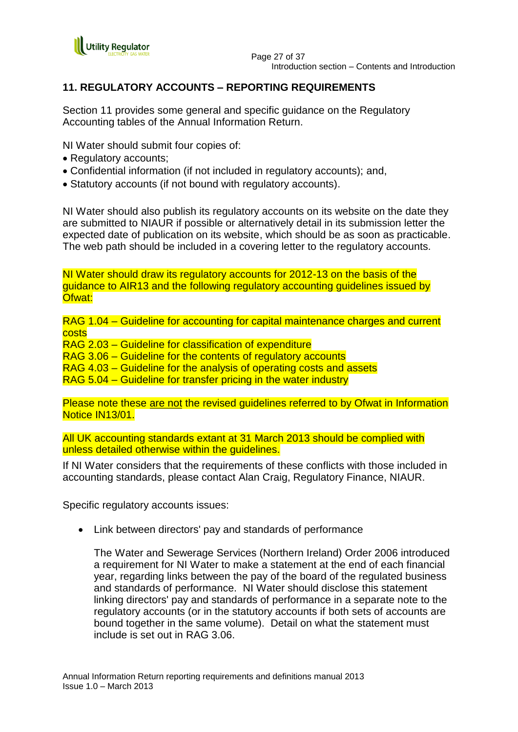## 11. REGULATORY ACCOUNTS – REPORTING REQUIREMENTS

Section 11 provides some general and specific guidance on the Regulatory Accounting tables of the Annual Information Return.

NI Water should submit four copies of:

- Regulatory accounts;
- Confidential information (if not included in regulatory accounts); and,
- Statutory accounts (if not bound with regulatory accounts).

NI Water should also publish its regulatory accounts on its website on the date they are submitted to NIAUR if possible or alternatively detail in its submission letter the expected date of publication on its website, which should be as soon as practicable. The web path should be included in a covering letter to the regulatory accounts.

NI Water should draw its regulatory accounts for 2012-13 on the basis of the guidance to AIR13 and the following regulatory accounting guidelines issued by Ofwat:

RAG 1.04 – Guideline for accounting for capital maintenance charges and current costs
RAG 2.03 – Guideline for classification of expenditure
RAG 3.06 – Guideline for the contents of regulatory accounts
RAG 4.03 – Guideline for the analysis of operating costs and assets
RAG 5.04 – Guideline for transfer pricing in the water industry

Please note these are not the revised guidelines referred to by Ofwat in Information Notice IN13/01.

All UK accounting standards extant at 31 March 2013 should be complied with unless detailed otherwise within the guidelines.

If NI Water considers that the requirements of these conflicts with those included in accounting standards, please contact Alan Craig, Regulatory Finance, NIAUR.

Specific regulatory accounts issues:

- Link between directors' pay and standards of performance

  The Water and Sewerage Services (Northern Ireland) Order 2006 introduced a requirement for NI Water to make a statement at the end of each financial year, regarding links between the pay of the board of the regulated business and standards of performance. NI Water should disclose this statement linking directors' pay and standards of performance in a separate note to the regulatory accounts (or in the statutory accounts if both sets of accounts are bound together in the same volume). Detail on what the statement must include is set out in RAG 3.06.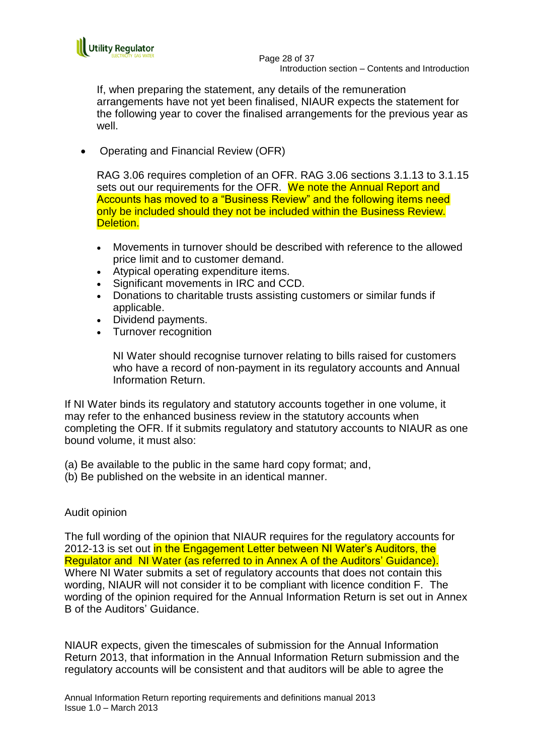If, when preparing the statement, any details of the remuneration arrangements have not yet been finalised, NIAUR expects the statement for the following year to cover the finalised arrangements for the previous year as well.

- Operating and Financial Review (OFR)

  RAG 3.06 requires completion of an OFR. RAG 3.06 sections 3.1.13 to 3.1.15 sets out our requirements for the OFR. We note the Annual Report and Accounts has moved to a "Business Review" and the following items need only be included should they not be included within the Business Review. Deletion.

  - Movements in turnover should be described with reference to the allowed price limit and to customer demand.
  - Atypical operating expenditure items.
  - Significant movements in IRC and CCD.
  - Donations to charitable trusts assisting customers or similar funds if applicable.
  - Dividend payments.
  - Turnover recognition

    NI Water should recognise turnover relating to bills raised for customers who have a record of non-payment in its regulatory accounts and Annual Information Return.

If NI Water binds its regulatory and statutory accounts together in one volume, it may refer to the enhanced business review in the statutory accounts when completing the OFR. If it submits regulatory and statutory accounts to NIAUR as one bound volume, it must also:

(a) Be available to the public in the same hard copy format; and,
(b) Be published on the website in an identical manner.

Audit opinion

The full wording of the opinion that NIAUR requires for the regulatory accounts for 2012-13 is set out in the Engagement Letter between NI Water's Auditors, the Regulator and NI Water (as referred to in Annex A of the Auditors' Guidance). Where NI Water submits a set of regulatory accounts that does not contain this wording, NIAUR will not consider it to be compliant with licence condition F. The wording of the opinion required for the Annual Information Return is set out in Annex B of the Auditors' Guidance.

NIAUR expects, given the timescales of submission for the Annual Information Return 2013, that information in the Annual Information Return submission and the regulatory accounts will be consistent and that auditors will be able to agree the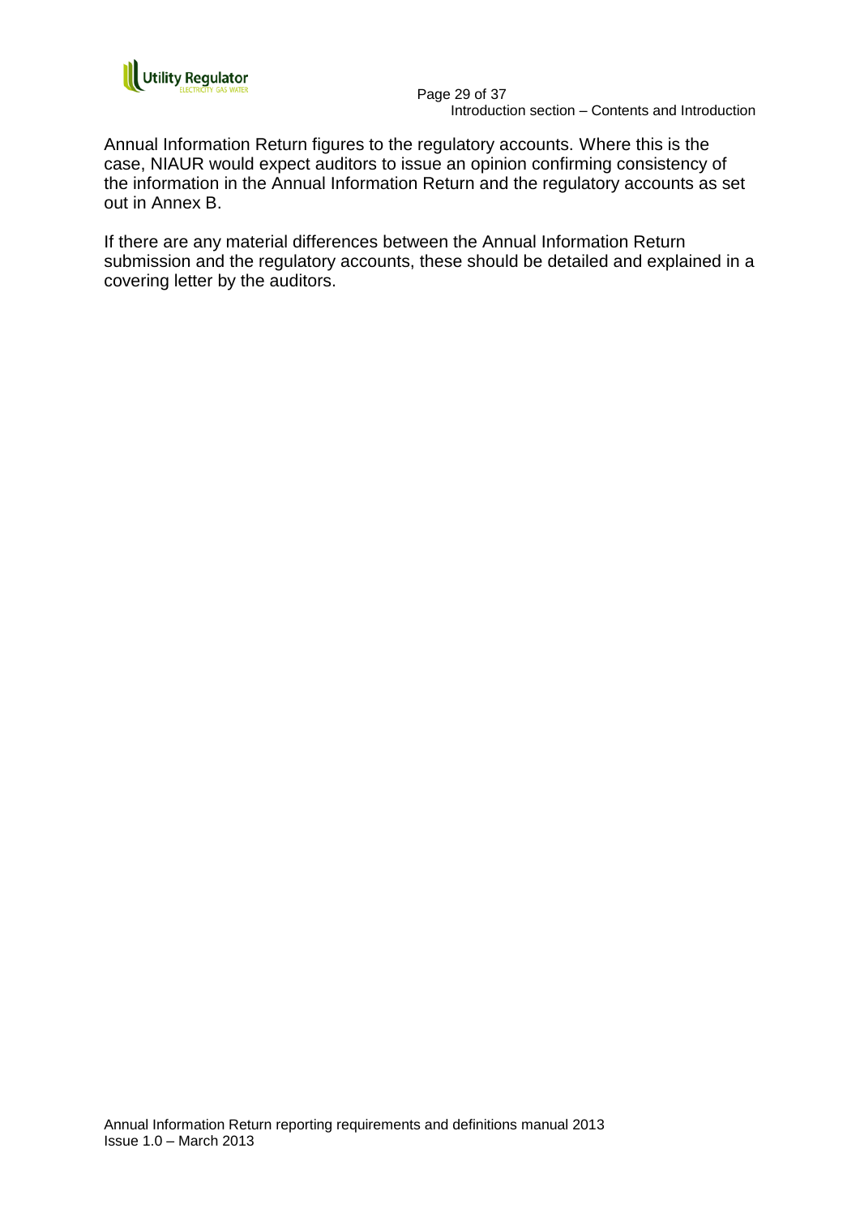Annual Information Return figures to the regulatory accounts. Where this is the case, NIAUR would expect auditors to issue an opinion confirming consistency of the information in the Annual Information Return and the regulatory accounts as set out in Annex B.

If there are any material differences between the Annual Information Return submission and the regulatory accounts, these should be detailed and explained in a covering letter by the auditors.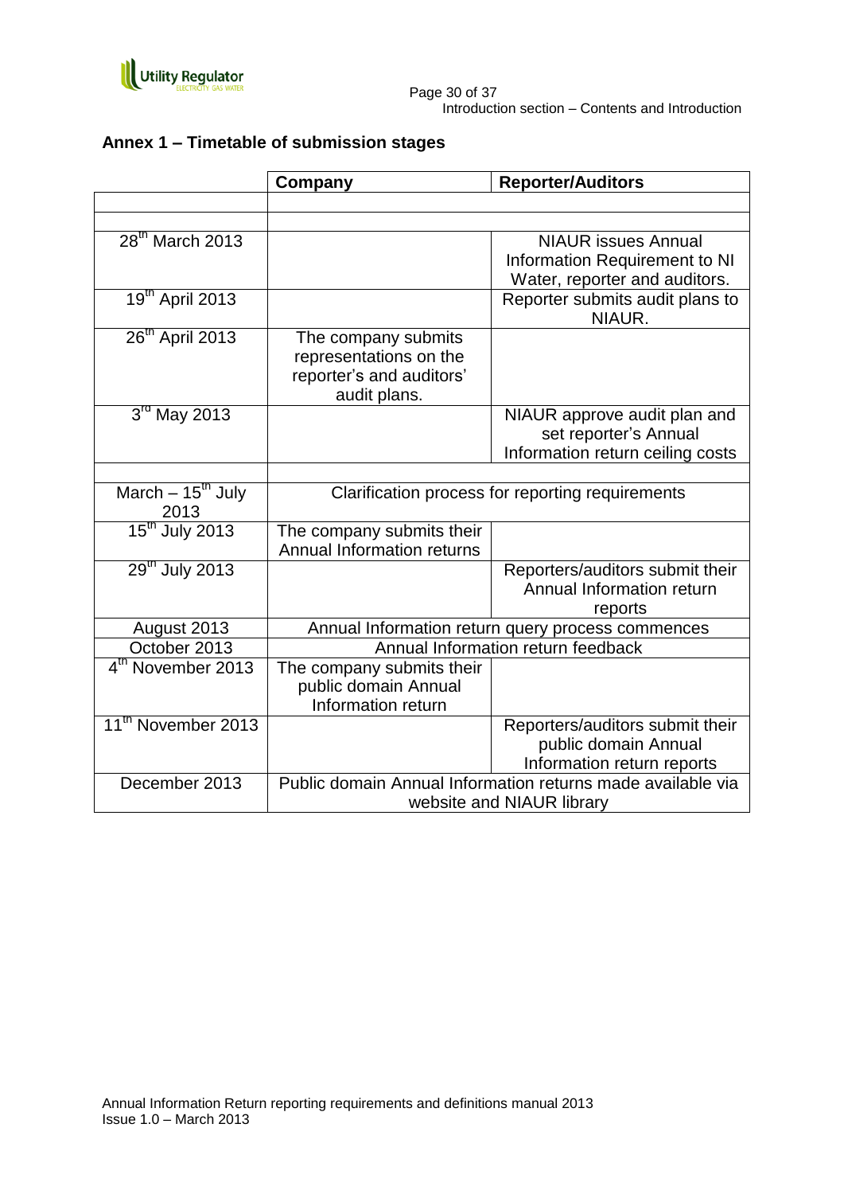## Annex 1 – Timetable of submission stages

| | Company | Reporter/Auditors |
|---|---|---|
| | | |
| | | |
| 28th March 2013 | | NIAUR issues Annual Information Requirement to NI Water, reporter and auditors. |
| 19th April 2013 | | Reporter submits audit plans to NIAUR. |
| 26th April 2013 | The company submits representations on the reporter's and auditors' audit plans. | |
| 3rd May 2013 | | NIAUR approve audit plan and set reporter's Annual Information return ceiling costs |
| | | |
| March – 15th July 2013 | Clarification process for reporting requirements | |
| 15th July 2013 | The company submits their Annual Information returns | |
| 29th July 2013 | | Reporters/auditors submit their Annual Information return reports |
| August 2013 | Annual Information return query process commences | |
| October 2013 | Annual Information return feedback | |
| 4th November 2013 | The company submits their public domain Annual Information return | |
| 11th November 2013 | | Reporters/auditors submit their public domain Annual Information return reports |
| December 2013 | Public domain Annual Information returns made available via website and NIAUR library | |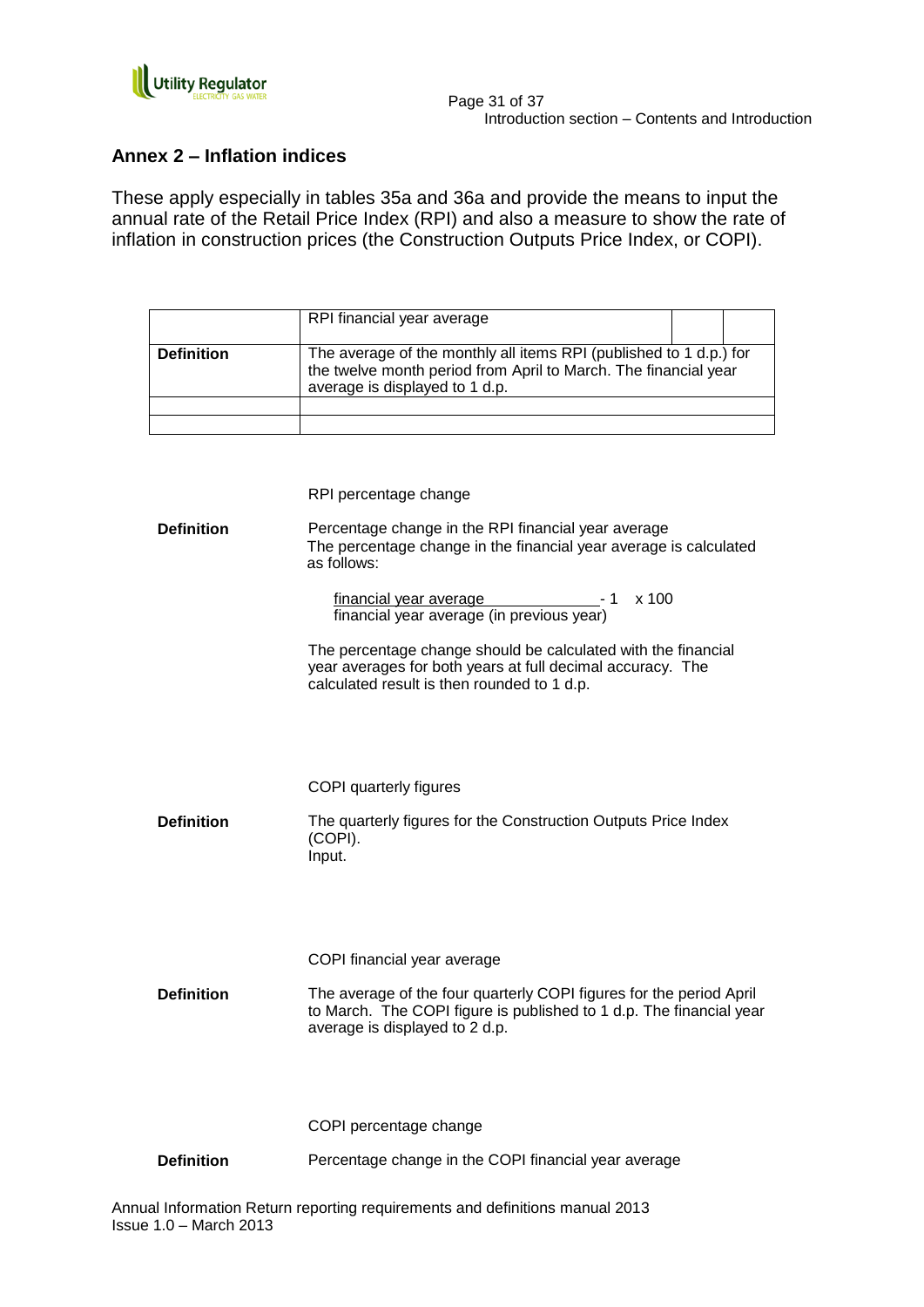## Annex 2 – Inflation indices

These apply especially in tables 35a and 36a and provide the means to input the annual rate of the Retail Price Index (RPI) and also a measure to show the rate of inflation in construction prices (the Construction Outputs Price Index, or COPI).

| | | | |
|---|---|---|---|
| | RPI financial year average | | |
| **Definition** | The average of the monthly all items RPI (published to 1 d.p.) for the twelve month period from April to March. The financial year average is displayed to 1 d.p. | | |
| | | | |
| | | | |

RPI percentage change

**Definition** Percentage change in the RPI financial year average
The percentage change in the financial year average is calculated as follows:

$$\left( \frac{\text{financial year average}}{\text{financial year average (in previous year)}} - 1 \right) \times 100$$

The percentage change should be calculated with the financial year averages for both years at full decimal accuracy. The calculated result is then rounded to 1 d.p.

COPI quarterly figures

**Definition** The quarterly figures for the Construction Outputs Price Index (COPI).
Input.

COPI financial year average

**Definition** The average of the four quarterly COPI figures for the period April to March. The COPI figure is published to 1 d.p. The financial year average is displayed to 2 d.p.

COPI percentage change

**Definition** Percentage change in the COPI financial year average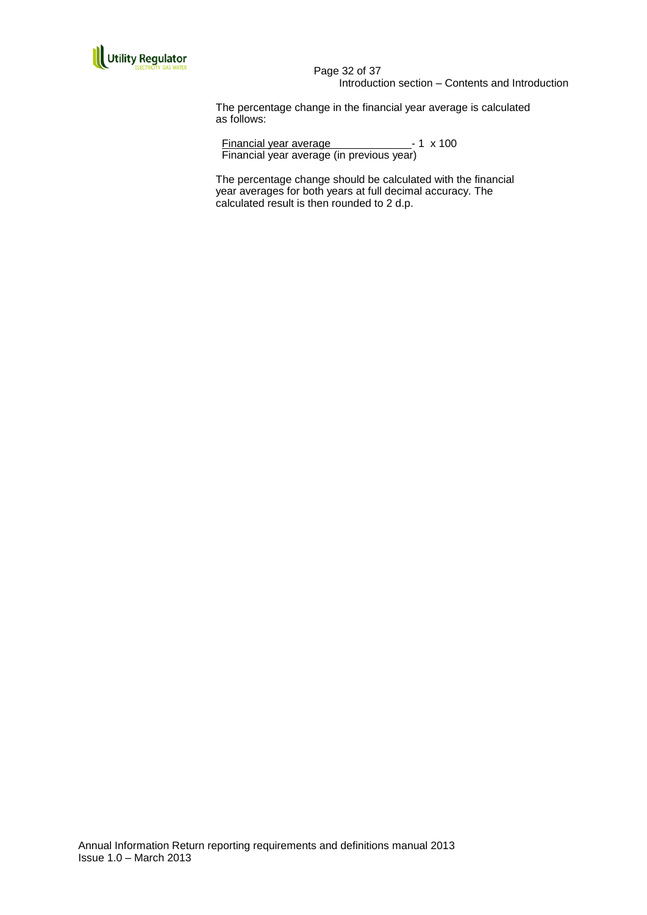The percentage change in the financial year average is calculated as follows:

$$\left( \frac{\text{Financial year average}}{\text{Financial year average (in previous year)}} - 1 \right) \times 100$$

The percentage change should be calculated with the financial year averages for both years at full decimal accuracy. The calculated result is then rounded to 2 d.p.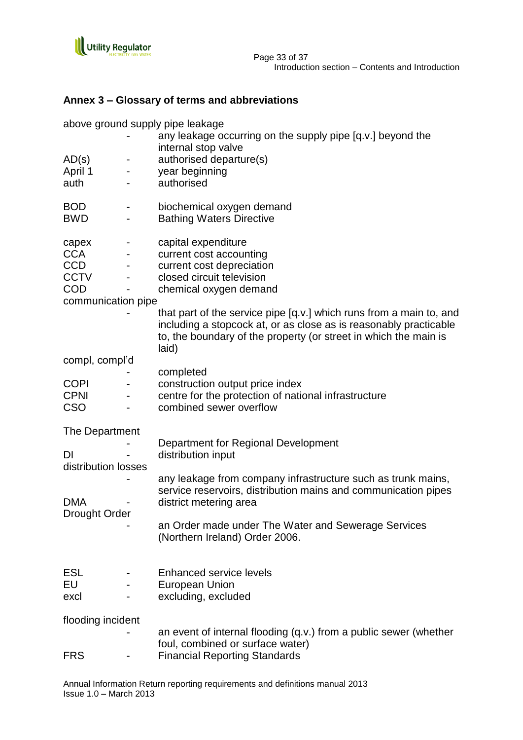## Annex 3 – Glossary of terms and abbreviations

| | | |
|---|---|---|
| above ground supply pipe leakage | - | any leakage occurring on the supply pipe [q.v.] beyond the internal stop valve |
| AD(s) | - | authorised departure(s) |
| April 1 | - | year beginning |
| auth | - | authorised |
| BOD | - | biochemical oxygen demand |
| BWD | - | Bathing Waters Directive |
| capex | - | capital expenditure |
| CCA | - | current cost accounting |
| CCD | - | current cost depreciation |
| CCTV | - | closed circuit television |
| COD | - | chemical oxygen demand |
| communication pipe | - | that part of the service pipe [q.v.] which runs from a main to, and including a stopcock at, or as close as is reasonably practicable to, the boundary of the property (or street in which the main is laid) |
| compl, compl'd | - | completed |
| COPI | - | construction output price index |
| CPNI | - | centre for the protection of national infrastructure |
| CSO | - | combined sewer overflow |
| The Department | - | Department for Regional Development |
| DI | - | distribution input |
| distribution losses | - | any leakage from company infrastructure such as trunk mains, service reservoirs, distribution mains and communication pipes |
| DMA | - | district metering area |
| Drought Order | - | an Order made under The Water and Sewerage Services (Northern Ireland) Order 2006. |
| ESL | - | Enhanced service levels |
| EU | - | European Union |
| excl | - | excluding, excluded |
| flooding incident | - | an event of internal flooding (q.v.) from a public sewer (whether foul, combined or surface water) |
| FRS | - | Financial Reporting Standards |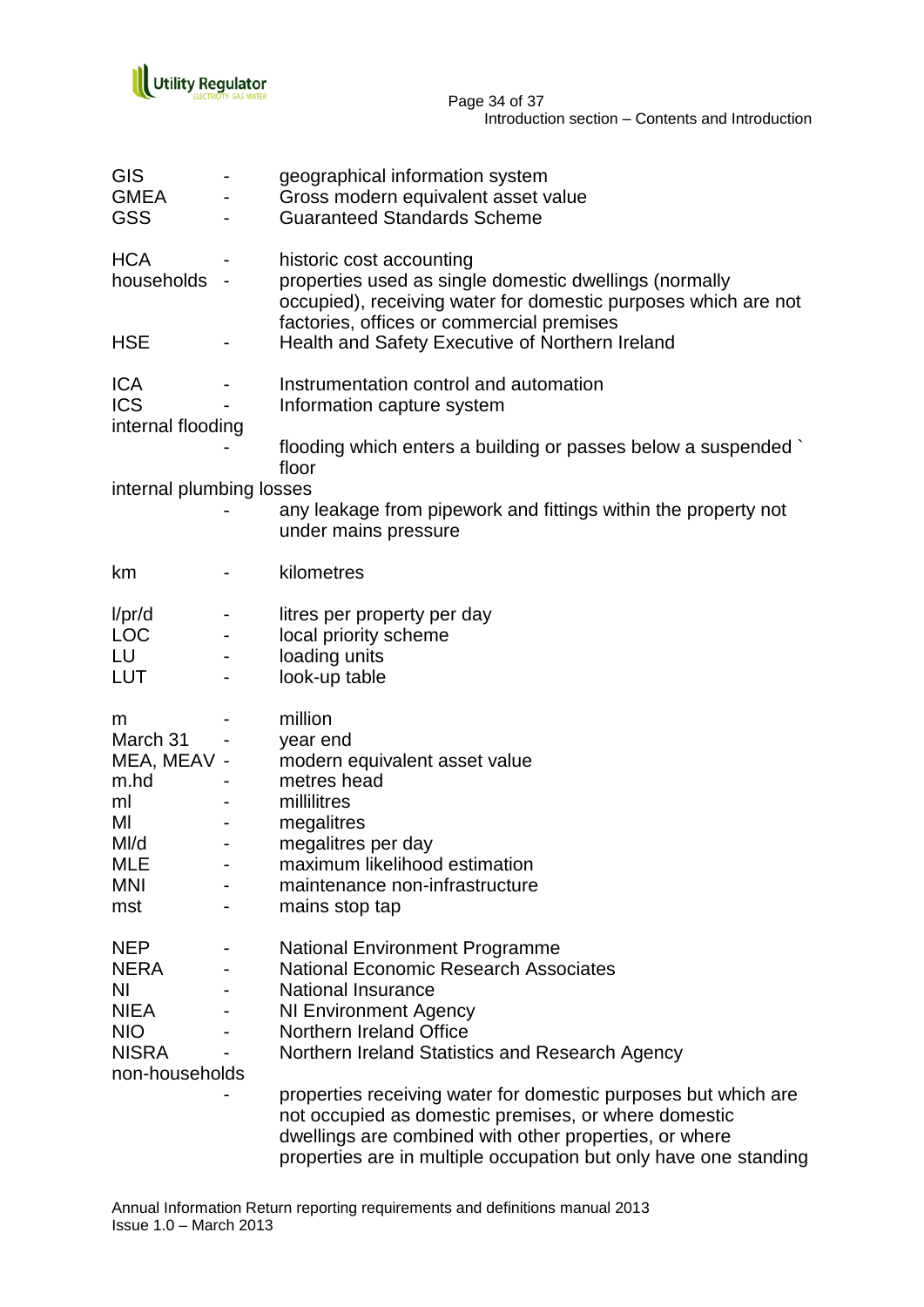GIS - geographical information system
GMEA - Gross modern equivalent asset value
GSS - Guaranteed Standards Scheme

HCA - historic cost accounting
households - properties used as single domestic dwellings (normally occupied), receiving water for domestic purposes which are not factories, offices or commercial premises
HSE - Health and Safety Executive of Northern Ireland

ICA - Instrumentation control and automation
ICS - Information capture system
internal flooding
- flooding which enters a building or passes below a suspended ` floor
internal plumbing losses
- any leakage from pipework and fittings within the property not under mains pressure

km - kilometres

l/pr/d - litres per property per day
LOC - local priority scheme
LU - loading units
LUT - look-up table

m - million
March 31 - year end
MEA, MEAV - modern equivalent asset value
m.hd - metres head
ml - millilitres
Ml - megalitres
Ml/d - megalitres per day
MLE - maximum likelihood estimation
MNI - maintenance non-infrastructure
mst - mains stop tap

NEP - National Environment Programme
NERA - National Economic Research Associates
NI - National Insurance
NIEA - NI Environment Agency
NIO - Northern Ireland Office
NISRA - Northern Ireland Statistics and Research Agency
non-households
- properties receiving water for domestic purposes but which are not occupied as domestic premises, or where domestic dwellings are combined with other properties, or where properties are in multiple occupation but only have one standing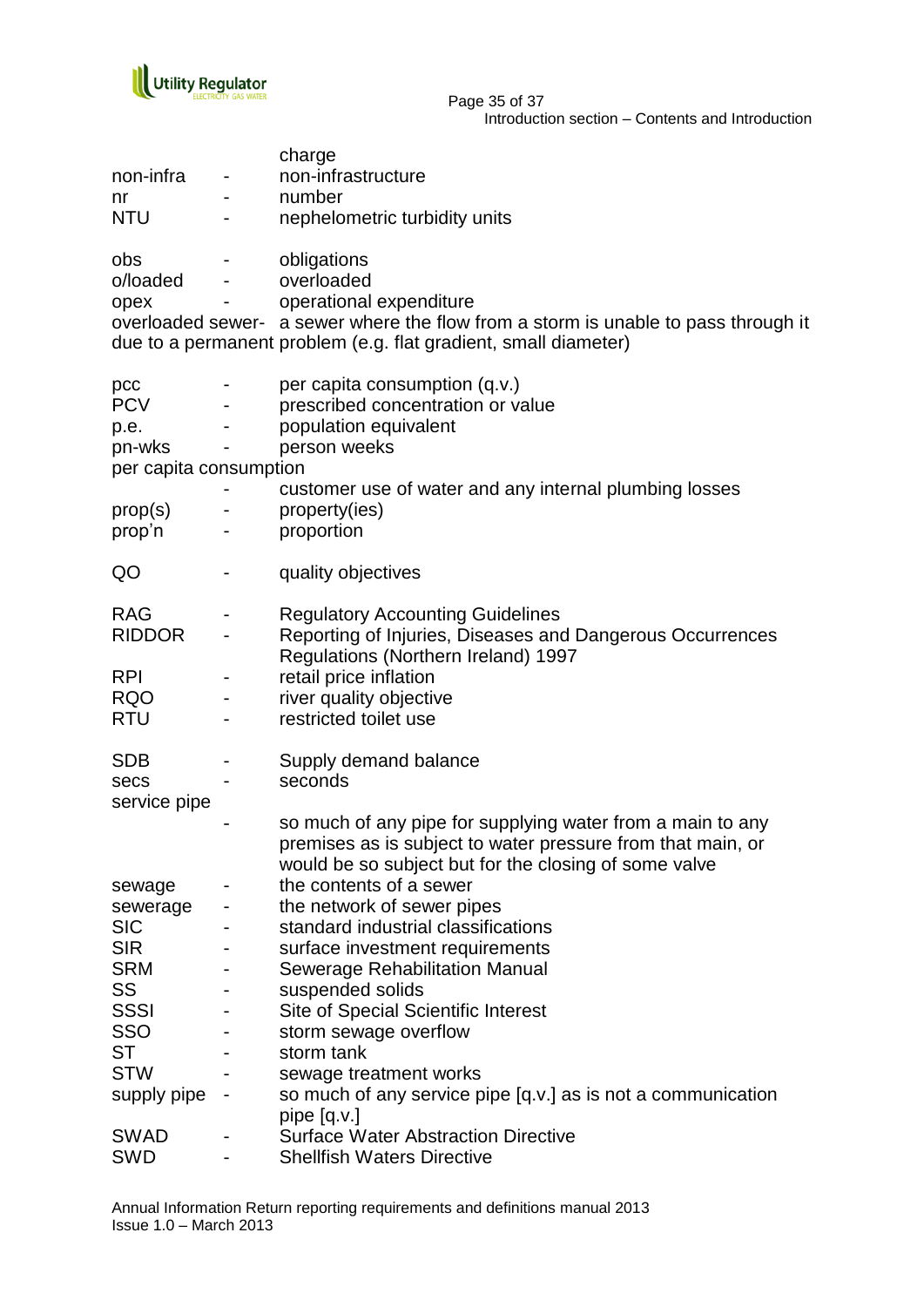charge

non-infra - non-infrastructure
nr - number
NTU - nephelometric turbidity units

obs - obligations
o/loaded - overloaded
opex - operational expenditure
overloaded sewer- a sewer where the flow from a storm is unable to pass through it due to a permanent problem (e.g. flat gradient, small diameter)

pcc - per capita consumption (q.v.)
PCV - prescribed concentration or value
p.e. - population equivalent
pn-wks - person weeks
per capita consumption - customer use of water and any internal plumbing losses
prop(s) - property(ies)
prop'n - proportion

QO - quality objectives

RAG - Regulatory Accounting Guidelines
RIDDOR - Reporting of Injuries, Diseases and Dangerous Occurrences Regulations (Northern Ireland) 1997
RPI - retail price inflation
RQO - river quality objective
RTU - restricted toilet use

SDB - Supply demand balance
secs - seconds
service pipe - so much of any pipe for supplying water from a main to any premises as is subject to water pressure from that main, or would be so subject but for the closing of some valve
sewage - the contents of a sewer
sewerage - the network of sewer pipes
SIC - standard industrial classifications
SIR - surface investment requirements
SRM - Sewerage Rehabilitation Manual
SS - suspended solids
SSSI - Site of Special Scientific Interest
SSO - storm sewage overflow
ST - storm tank
STW - sewage treatment works
supply pipe - so much of any service pipe [q.v.] as is not a communication pipe [q.v.]
SWAD - Surface Water Abstraction Directive
SWD - Shellfish Waters Directive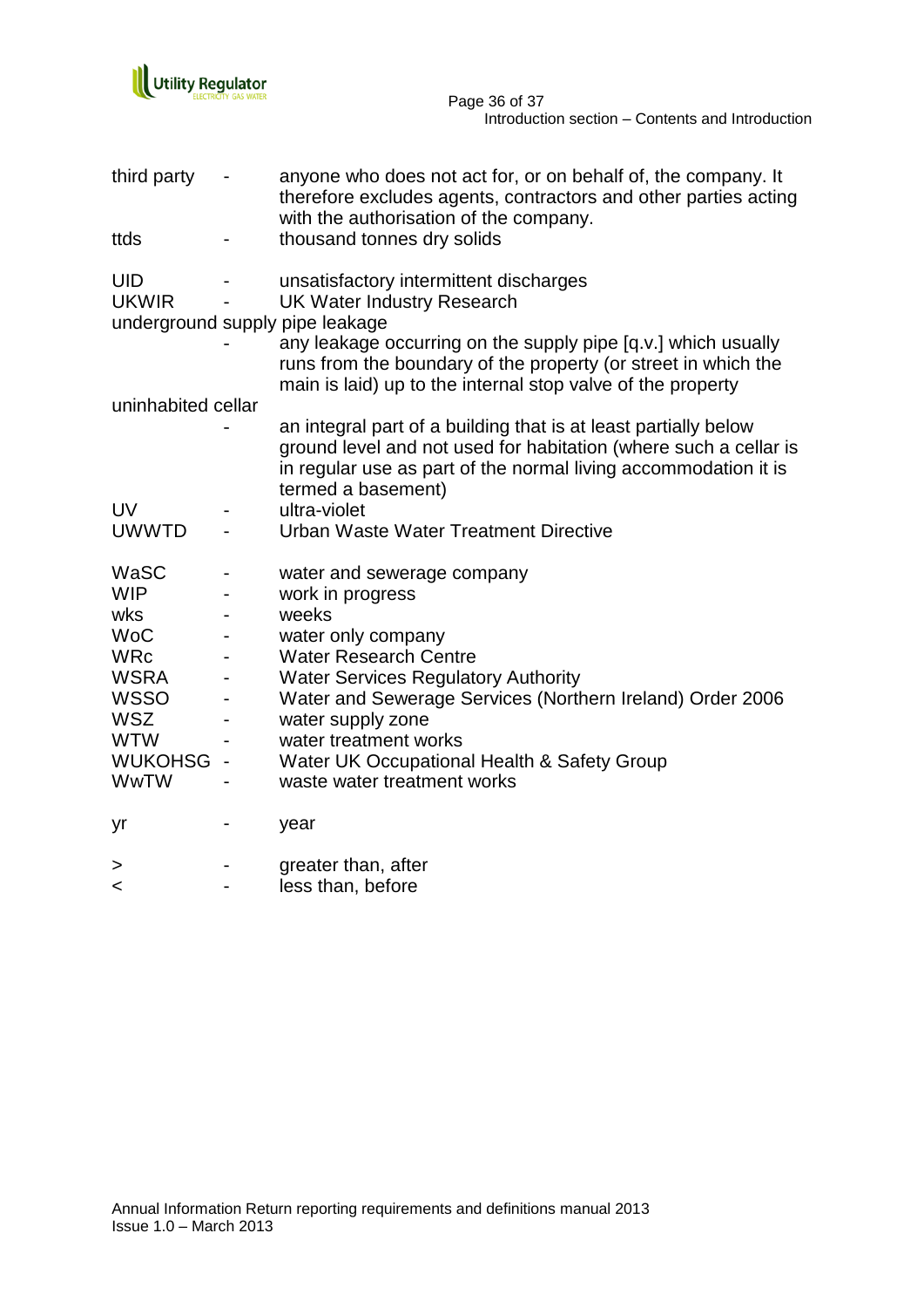| | | |
|---|---|---|
| third party | - | anyone who does not act for, or on behalf of, the company. It therefore excludes agents, contractors and other parties acting with the authorisation of the company. |
| ttds | - | thousand tonnes dry solids |
| UID | - | unsatisfactory intermittent discharges |
| UKWIR | - | UK Water Industry Research |
| underground supply pipe leakage | - | any leakage occurring on the supply pipe [q.v.] which usually runs from the boundary of the property (or street in which the main is laid) up to the internal stop valve of the property |
| uninhabited cellar | - | an integral part of a building that is at least partially below ground level and not used for habitation (where such a cellar is in regular use as part of the normal living accommodation it is termed a basement) |
| UV | - | ultra-violet |
| UWWTD | - | Urban Waste Water Treatment Directive |
| WaSC | - | water and sewerage company |
| WIP | - | work in progress |
| wks | - | weeks |
| WoC | - | water only company |
| WRc | - | Water Research Centre |
| WSRA | - | Water Services Regulatory Authority |
| WSSO | - | Water and Sewerage Services (Northern Ireland) Order 2006 |
| WSZ | - | water supply zone |
| WTW | - | water treatment works |
| WUKOHSG | - | Water UK Occupational Health & Safety Group |
| WwTW | - | waste water treatment works |
| yr | - | year |
| > | - | greater than, after |
| < | - | less than, before |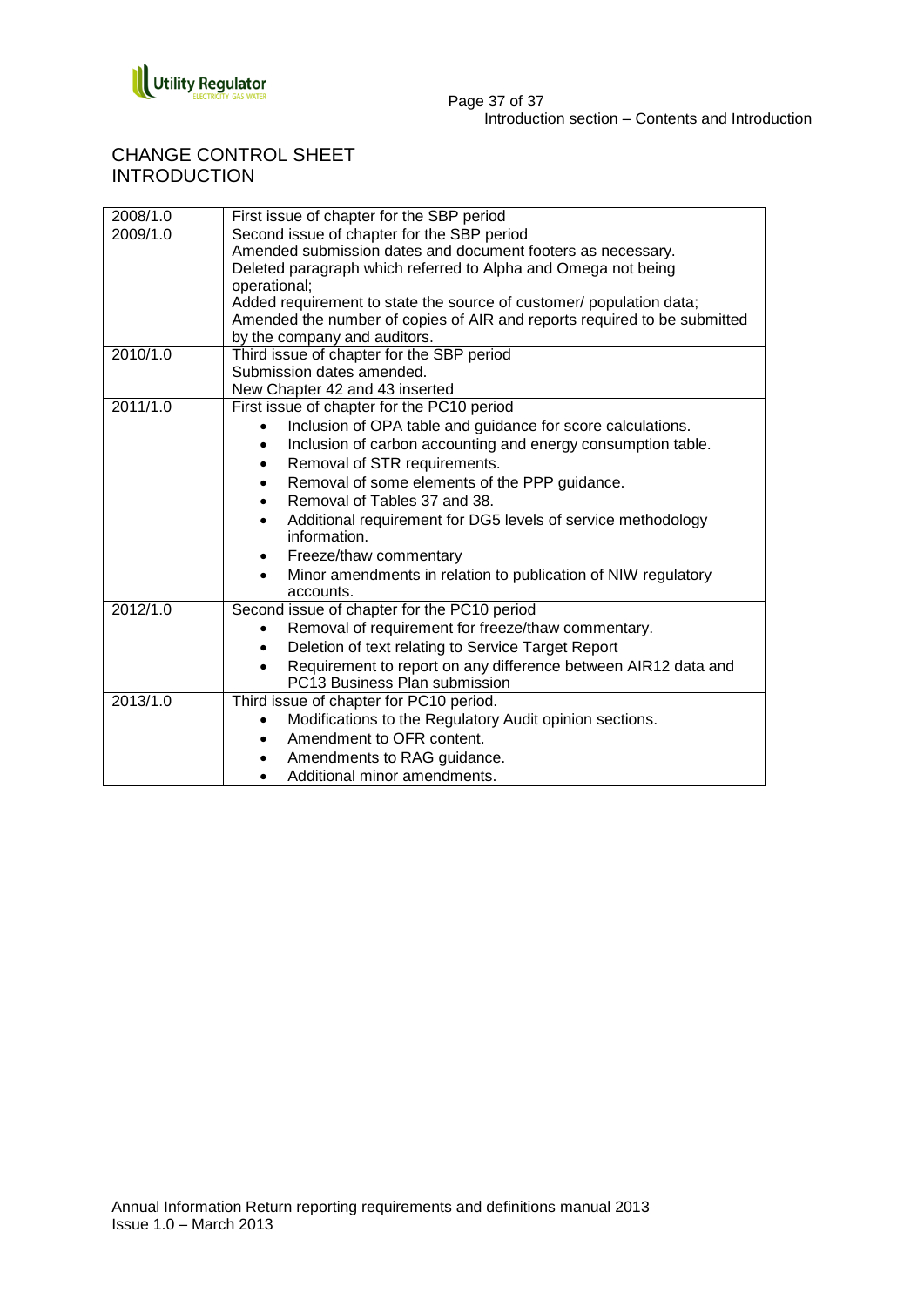## CHANGE CONTROL SHEET
## INTRODUCTION

| | |
|---|---|
| 2008/1.0 | First issue of chapter for the SBP period |
| 2009/1.0 | Second issue of chapter for the SBP period<br>Amended submission dates and document footers as necessary.<br>Deleted paragraph which referred to Alpha and Omega not being operational;<br>Added requirement to state the source of customer/ population data;<br>Amended the number of copies of AIR and reports required to be submitted by the company and auditors. |
| 2010/1.0 | Third issue of chapter for the SBP period<br>Submission dates amended.<br>New Chapter 42 and 43 inserted |
| 2011/1.0 | First issue of chapter for the PC10 period<br>• Inclusion of OPA table and guidance for score calculations.<br>• Inclusion of carbon accounting and energy consumption table.<br>• Removal of STR requirements.<br>• Removal of some elements of the PPP guidance.<br>• Removal of Tables 37 and 38.<br>• Additional requirement for DG5 levels of service methodology information.<br>• Freeze/thaw commentary<br>• Minor amendments in relation to publication of NIW regulatory accounts. |
| 2012/1.0 | Second issue of chapter for the PC10 period<br>• Removal of requirement for freeze/thaw commentary.<br>• Deletion of text relating to Service Target Report<br>• Requirement to report on any difference between AIR12 data and PC13 Business Plan submission |
| 2013/1.0 | Third issue of chapter for PC10 period.<br>• Modifications to the Regulatory Audit opinion sections.<br>• Amendment to OFR content.<br>• Amendments to RAG guidance.<br>• Additional minor amendments. |

Annual Information Return reporting requirements and definitions manual 2013
Issue 1.0 – March 2013